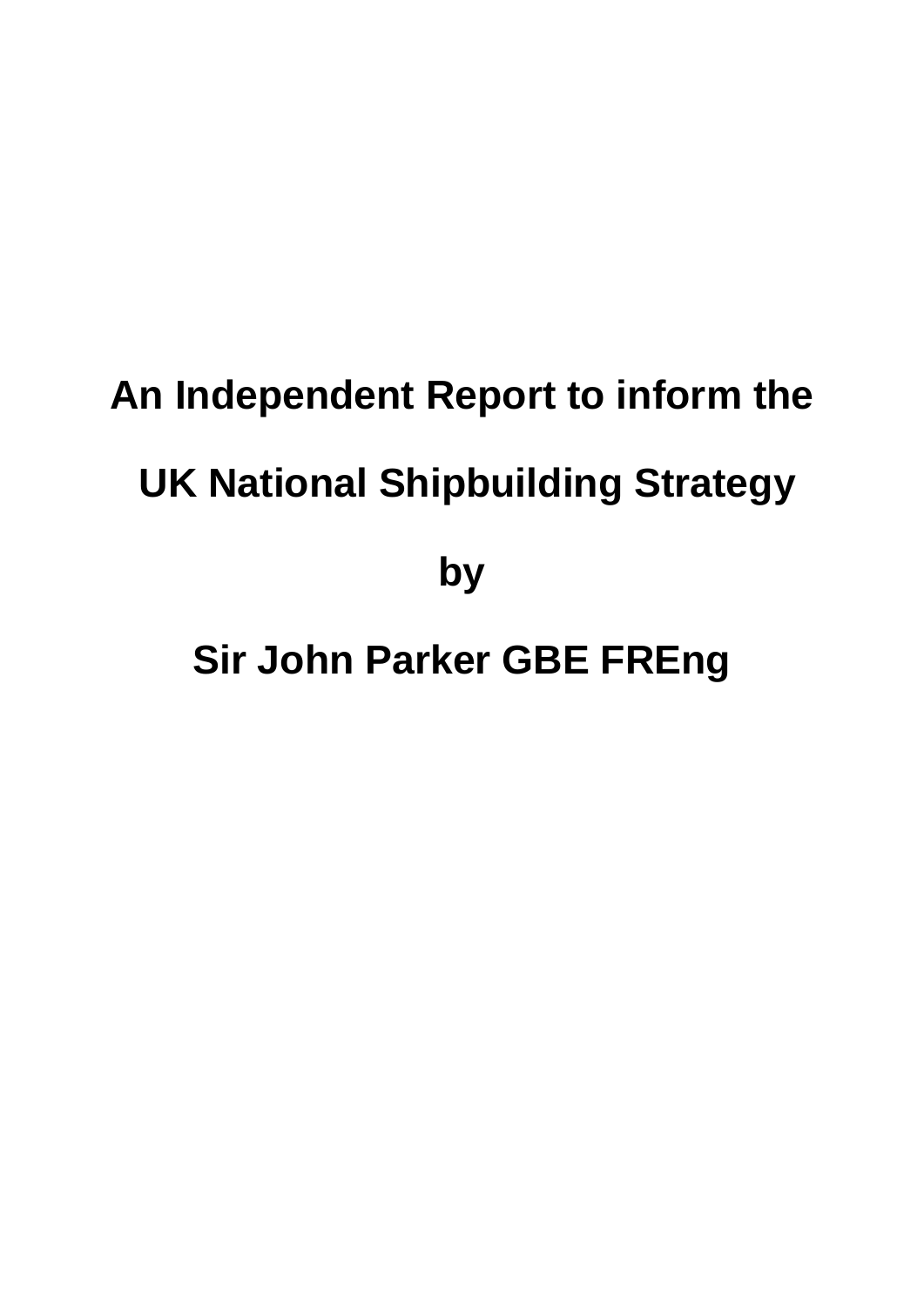# An Independent Report to inform the UK National Shipbuilding Strategy

**by**

**Sir John Parker GBE FREng**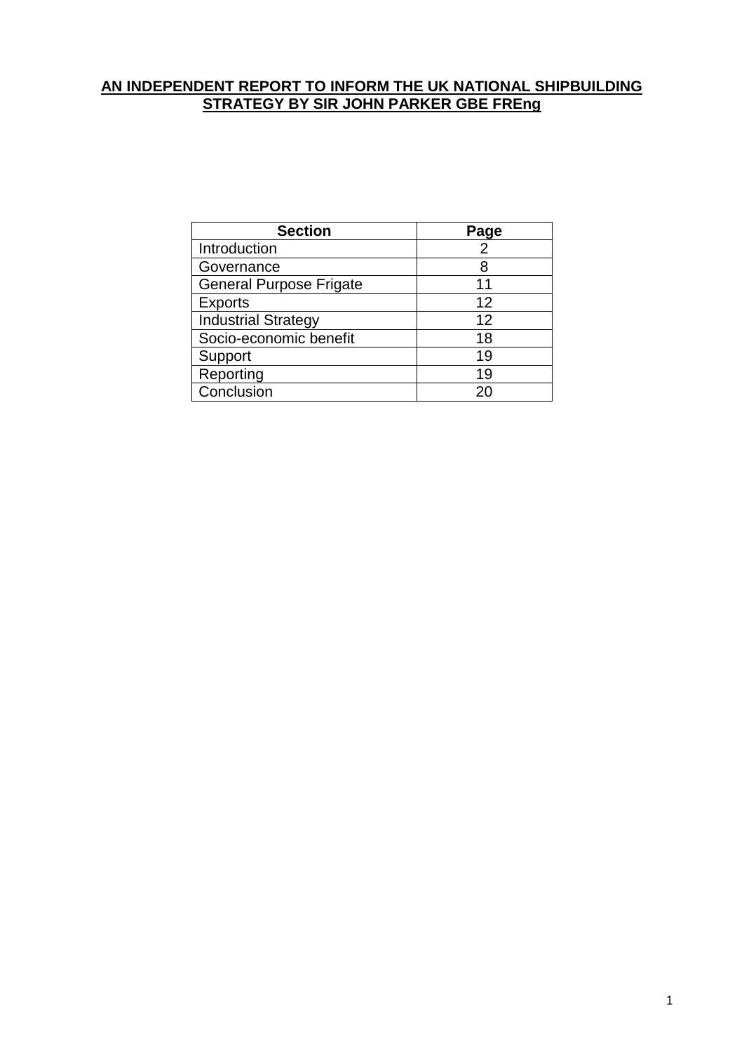# AN INDEPENDENT REPORT TO INFORM THE UK NATIONAL SHIPBUILDING STRATEGY BY SIR JOHN PARKER GBE FREng

| Section | Page |
| --- | --- |
| Introduction | 2 |
| Governance | 8 |
| General Purpose Frigate | 11 |
| Exports | 12 |
| Industrial Strategy | 12 |
| Socio-economic benefit | 18 |
| Support | 19 |
| Reporting | 19 |
| Conclusion | 20 |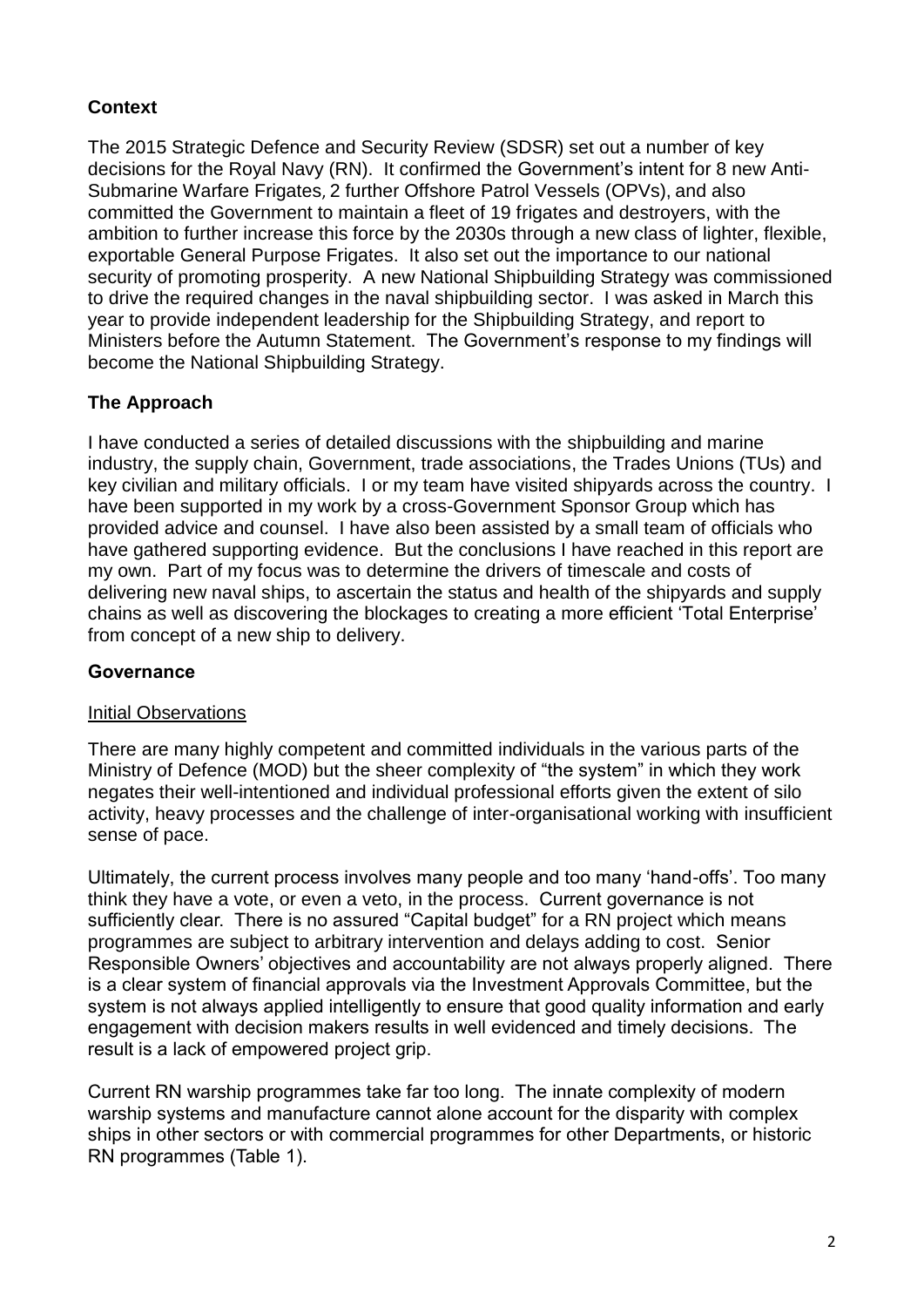## Context

The 2015 Strategic Defence and Security Review (SDSR) set out a number of key decisions for the Royal Navy (RN). It confirmed the Government's intent for 8 new Anti-Submarine Warfare Frigates, 2 further Offshore Patrol Vessels (OPVs), and also committed the Government to maintain a fleet of 19 frigates and destroyers, with the ambition to further increase this force by the 2030s through a new class of lighter, flexible, exportable General Purpose Frigates. It also set out the importance to our national security of promoting prosperity. A new National Shipbuilding Strategy was commissioned to drive the required changes in the naval shipbuilding sector. I was asked in March this year to provide independent leadership for the Shipbuilding Strategy, and report to Ministers before the Autumn Statement. The Government's response to my findings will become the National Shipbuilding Strategy.

## The Approach

I have conducted a series of detailed discussions with the shipbuilding and marine industry, the supply chain, Government, trade associations, the Trades Unions (TUs) and key civilian and military officials. I or my team have visited shipyards across the country. I have been supported in my work by a cross-Government Sponsor Group which has provided advice and counsel. I have also been assisted by a small team of officials who have gathered supporting evidence. But the conclusions I have reached in this report are my own. Part of my focus was to determine the drivers of timescale and costs of delivering new naval ships, to ascertain the status and health of the shipyards and supply chains as well as discovering the blockages to creating a more efficient 'Total Enterprise' from concept of a new ship to delivery.

## Governance

### Initial Observations

There are many highly competent and committed individuals in the various parts of the Ministry of Defence (MOD) but the sheer complexity of "the system" in which they work negates their well-intentioned and individual professional efforts given the extent of silo activity, heavy processes and the challenge of inter-organisational working with insufficient sense of pace.

Ultimately, the current process involves many people and too many 'hand-offs'. Too many think they have a vote, or even a veto, in the process. Current governance is not sufficiently clear. There is no assured "Capital budget" for a RN project which means programmes are subject to arbitrary intervention and delays adding to cost. Senior Responsible Owners' objectives and accountability are not always properly aligned. There is a clear system of financial approvals via the Investment Approvals Committee, but the system is not always applied intelligently to ensure that good quality information and early engagement with decision makers results in well evidenced and timely decisions. The result is a lack of empowered project grip.

Current RN warship programmes take far too long. The innate complexity of modern warship systems and manufacture cannot alone account for the disparity with complex ships in other sectors or with commercial programmes for other Departments, or historic RN programmes (Table 1).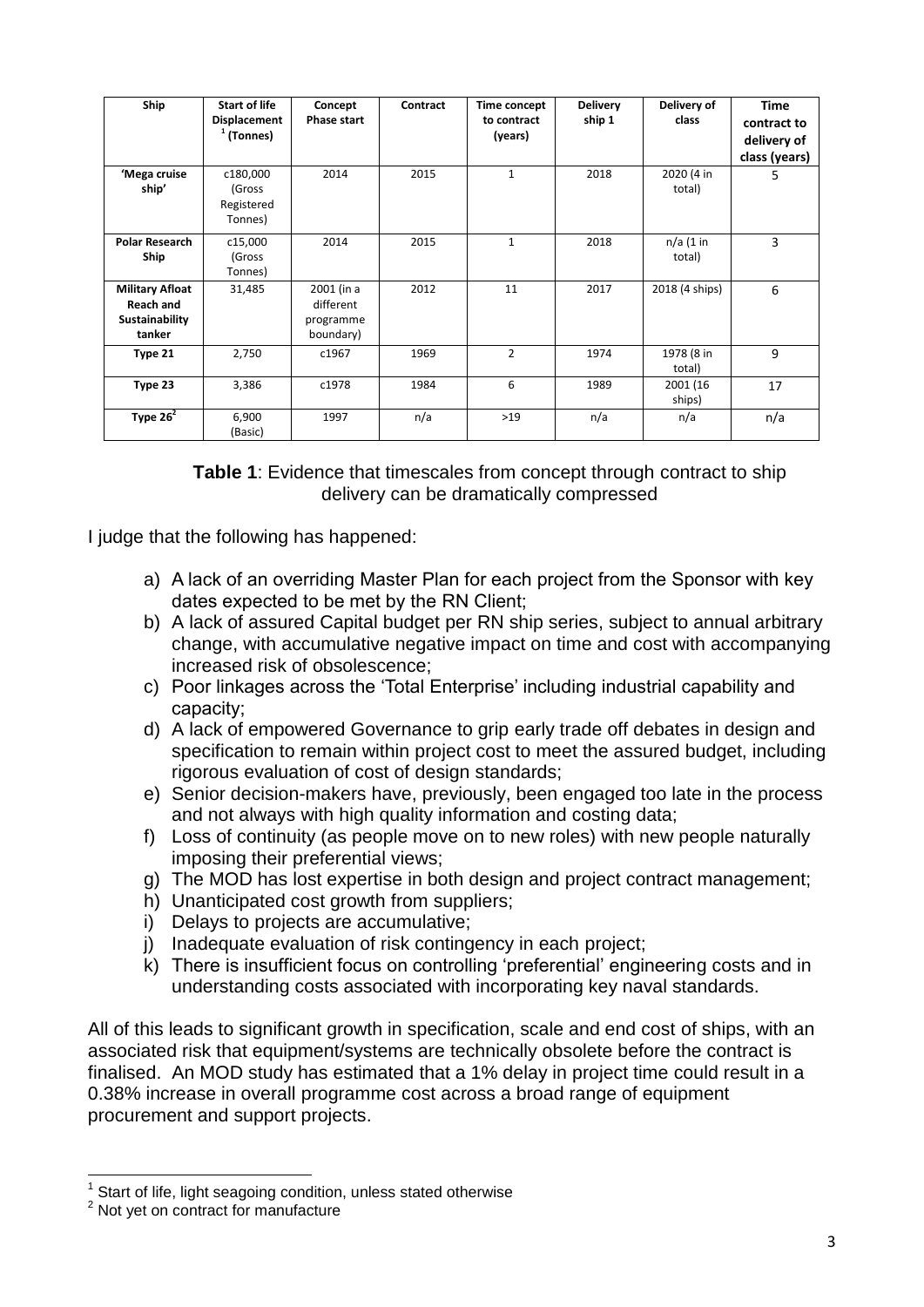| Ship | Start of life Displacement [1] (Tonnes) | Concept Phase start | Contract | Time concept to contract (years) | Delivery ship 1 | Delivery of class | Time contract to delivery of class (years) |
|---|---|---|---|---|---|---|---|
| 'Mega cruise ship' | c180,000 (Gross Registered Tonnes) | 2014 | 2015 | 1 | 2018 | 2020 (4 in total) | 5 |
| Polar Research Ship | c15,000 (Gross Tonnes) | 2014 | 2015 | 1 | 2018 | n/a (1 in total) | 3 |
| Military Afloat Reach and Sustainability tanker | 31,485 | 2001 (in a different programme boundary) | 2012 | 11 | 2017 | 2018 (4 ships) | 6 |
| Type 21 | 2,750 | c1967 | 1969 | 2 | 1974 | 1978 (8 in total) | 9 |
| Type 23 | 3,386 | c1978 | 1984 | 6 | 1989 | 2001 (16 ships) | 17 |
| Type 26 [2] | 6,900 (Basic) | 1997 | n/a | >19 | n/a | n/a | n/a |

**Table 1**: Evidence that timescales from concept through contract to ship delivery can be dramatically compressed

I judge that the following has happened:

a) A lack of an overriding Master Plan for each project from the Sponsor with key dates expected to be met by the RN Client;
b) A lack of assured Capital budget per RN ship series, subject to annual arbitrary change, with accumulative negative impact on time and cost with accompanying increased risk of obsolescence;
c) Poor linkages across the 'Total Enterprise' including industrial capability and capacity;
d) A lack of empowered Governance to grip early trade off debates in design and specification to remain within project cost to meet the assured budget, including rigorous evaluation of cost of design standards;
e) Senior decision-makers have, previously, been engaged too late in the process and not always with high quality information and costing data;
f) Loss of continuity (as people move on to new roles) with new people naturally imposing their preferential views;
g) The MOD has lost expertise in both design and project contract management;
h) Unanticipated cost growth from suppliers;
i) Delays to projects are accumulative;
j) Inadequate evaluation of risk contingency in each project;
k) There is insufficient focus on controlling 'preferential' engineering costs and in understanding costs associated with incorporating key naval standards.

All of this leads to significant growth in specification, scale and end cost of ships, with an associated risk that equipment/systems are technically obsolete before the contract is finalised. An MOD study has estimated that a 1% delay in project time could result in a 0.38% increase in overall programme cost across a broad range of equipment procurement and support projects.

[1] Start of life, light seagoing condition, unless stated otherwise

[2] Not yet on contract for manufacture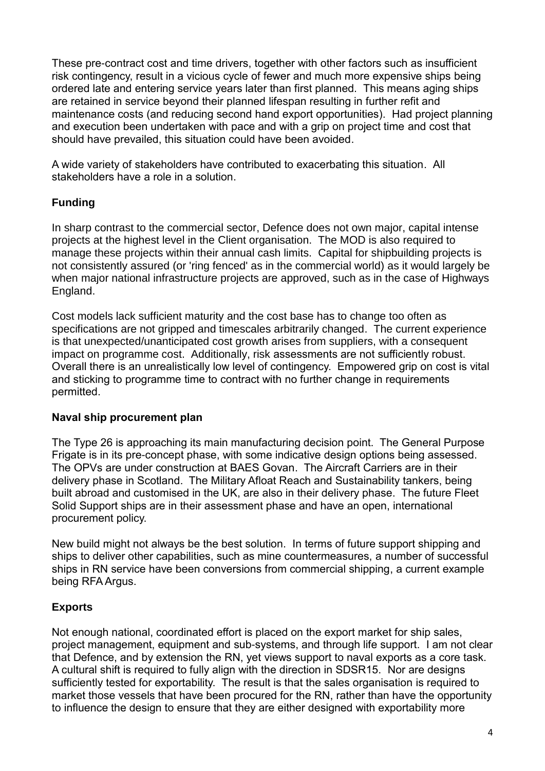These pre-contract cost and time drivers, together with other factors such as insufficient risk contingency, result in a vicious cycle of fewer and much more expensive ships being ordered late and entering service years later than first planned. This means aging ships are retained in service beyond their planned lifespan resulting in further refit and maintenance costs (and reducing second hand export opportunities). Had project planning and execution been undertaken with pace and with a grip on project time and cost that should have prevailed, this situation could have been avoided.

A wide variety of stakeholders have contributed to exacerbating this situation. All stakeholders have a role in a solution.

## Funding

In sharp contrast to the commercial sector, Defence does not own major, capital intense projects at the highest level in the Client organisation. The MOD is also required to manage these projects within their annual cash limits. Capital for shipbuilding projects is not consistently assured (or 'ring fenced' as in the commercial world) as it would largely be when major national infrastructure projects are approved, such as in the case of Highways England.

Cost models lack sufficient maturity and the cost base has to change too often as specifications are not gripped and timescales arbitrarily changed. The current experience is that unexpected/unanticipated cost growth arises from suppliers, with a consequent impact on programme cost. Additionally, risk assessments are not sufficiently robust. Overall there is an unrealistically low level of contingency. Empowered grip on cost is vital and sticking to programme time to contract with no further change in requirements permitted.

## Naval ship procurement plan

The Type 26 is approaching its main manufacturing decision point. The General Purpose Frigate is in its pre-concept phase, with some indicative design options being assessed. The OPVs are under construction at BAES Govan. The Aircraft Carriers are in their delivery phase in Scotland. The Military Afloat Reach and Sustainability tankers, being built abroad and customised in the UK, are also in their delivery phase. The future Fleet Solid Support ships are in their assessment phase and have an open, international procurement policy.

New build might not always be the best solution. In terms of future support shipping and ships to deliver other capabilities, such as mine countermeasures, a number of successful ships in RN service have been conversions from commercial shipping, a current example being RFA Argus.

## Exports

Not enough national, coordinated effort is placed on the export market for ship sales, project management, equipment and sub-systems, and through life support. I am not clear that Defence, and by extension the RN, yet views support to naval exports as a core task. A cultural shift is required to fully align with the direction in SDSR15. Nor are designs sufficiently tested for exportability. The result is that the sales organisation is required to market those vessels that have been procured for the RN, rather than have the opportunity to influence the design to ensure that they are either designed with exportability more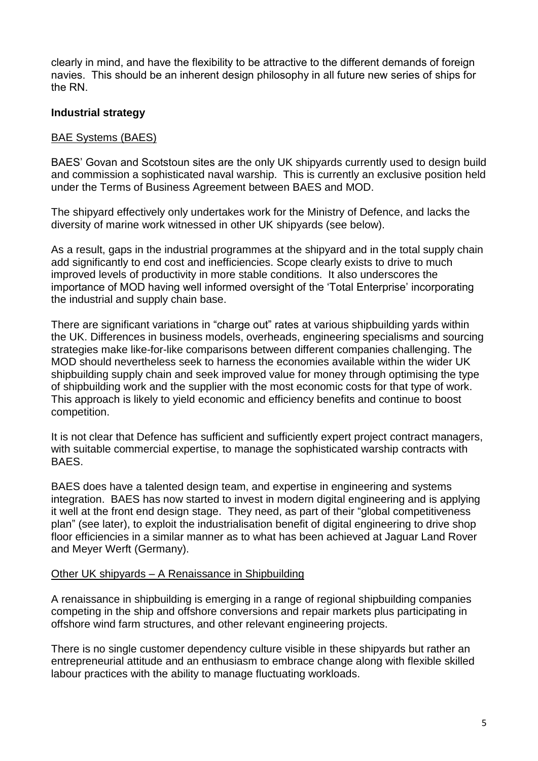clearly in mind, and have the flexibility to be attractive to the different demands of foreign navies. This should be an inherent design philosophy in all future new series of ships for the RN.

**Industrial strategy**

<u>BAE Systems (BAES)</u>

BAES' Govan and Scotstoun sites are the only UK shipyards currently used to design build and commission a sophisticated naval warship. This is currently an exclusive position held under the Terms of Business Agreement between BAES and MOD.

The shipyard effectively only undertakes work for the Ministry of Defence, and lacks the diversity of marine work witnessed in other UK shipyards (see below).

As a result, gaps in the industrial programmes at the shipyard and in the total supply chain add significantly to end cost and inefficiencies. Scope clearly exists to drive to much improved levels of productivity in more stable conditions. It also underscores the importance of MOD having well informed oversight of the 'Total Enterprise' incorporating the industrial and supply chain base.

There are significant variations in "charge out" rates at various shipbuilding yards within the UK. Differences in business models, overheads, engineering specialisms and sourcing strategies make like-for-like comparisons between different companies challenging. The MOD should nevertheless seek to harness the economies available within the wider UK shipbuilding supply chain and seek improved value for money through optimising the type of shipbuilding work and the supplier with the most economic costs for that type of work. This approach is likely to yield economic and efficiency benefits and continue to boost competition.

It is not clear that Defence has sufficient and sufficiently expert project contract managers, with suitable commercial expertise, to manage the sophisticated warship contracts with BAES.

BAES does have a talented design team, and expertise in engineering and systems integration. BAES has now started to invest in modern digital engineering and is applying it well at the front end design stage. They need, as part of their "global competitiveness plan" (see later), to exploit the industrialisation benefit of digital engineering to drive shop floor efficiencies in a similar manner as to what has been achieved at Jaguar Land Rover and Meyer Werft (Germany).

<u>Other UK shipyards – A Renaissance in Shipbuilding</u>

A renaissance in shipbuilding is emerging in a range of regional shipbuilding companies competing in the ship and offshore conversions and repair markets plus participating in offshore wind farm structures, and other relevant engineering projects.

There is no single customer dependency culture visible in these shipyards but rather an entrepreneurial attitude and an enthusiasm to embrace change along with flexible skilled labour practices with the ability to manage fluctuating workloads.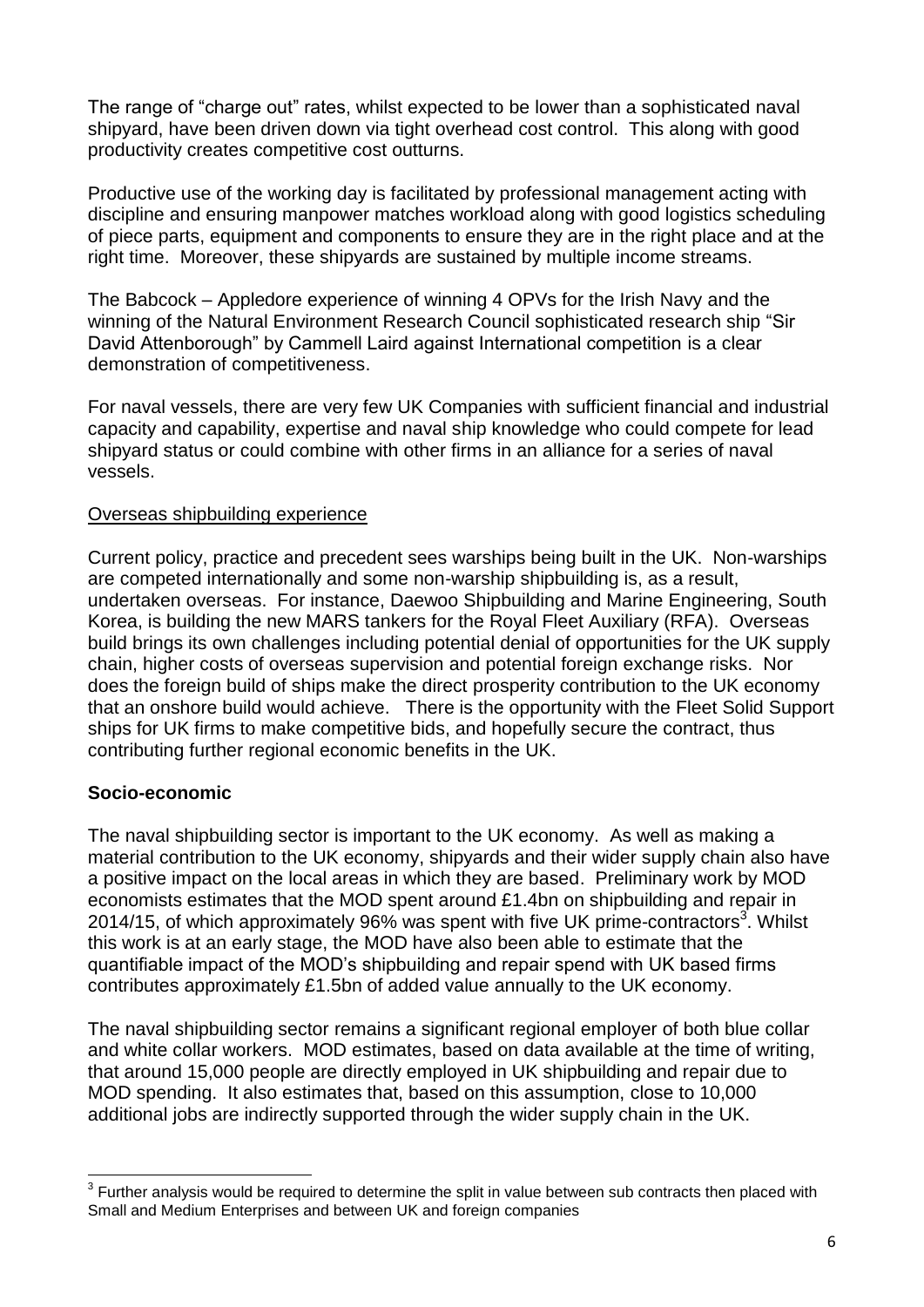The range of "charge out" rates, whilst expected to be lower than a sophisticated naval shipyard, have been driven down via tight overhead cost control. This along with good productivity creates competitive cost outturns.

Productive use of the working day is facilitated by professional management acting with discipline and ensuring manpower matches workload along with good logistics scheduling of piece parts, equipment and components to ensure they are in the right place and at the right time. Moreover, these shipyards are sustained by multiple income streams.

The Babcock – Appledore experience of winning 4 OPVs for the Irish Navy and the winning of the Natural Environment Research Council sophisticated research ship "Sir David Attenborough" by Cammell Laird against International competition is a clear demonstration of competitiveness.

For naval vessels, there are very few UK Companies with sufficient financial and industrial capacity and capability, expertise and naval ship knowledge who could compete for lead shipyard status or could combine with other firms in an alliance for a series of naval vessels.

Overseas shipbuilding experience

Current policy, practice and precedent sees warships being built in the UK. Non-warships are competed internationally and some non-warship shipbuilding is, as a result, undertaken overseas. For instance, Daewoo Shipbuilding and Marine Engineering, South Korea, is building the new MARS tankers for the Royal Fleet Auxiliary (RFA). Overseas build brings its own challenges including potential denial of opportunities for the UK supply chain, higher costs of overseas supervision and potential foreign exchange risks. Nor does the foreign build of ships make the direct prosperity contribution to the UK economy that an onshore build would achieve. There is the opportunity with the Fleet Solid Support ships for UK firms to make competitive bids, and hopefully secure the contract, thus contributing further regional economic benefits in the UK.

**Socio-economic**

The naval shipbuilding sector is important to the UK economy. As well as making a material contribution to the UK economy, shipyards and their wider supply chain also have a positive impact on the local areas in which they are based. Preliminary work by MOD economists estimates that the MOD spent around £1.4bn on shipbuilding and repair in 2014/15, of which approximately 96% was spent with five UK prime-contractors[3]. Whilst this work is at an early stage, the MOD have also been able to estimate that the quantifiable impact of the MOD's shipbuilding and repair spend with UK based firms contributes approximately £1.5bn of added value annually to the UK economy.

The naval shipbuilding sector remains a significant regional employer of both blue collar and white collar workers. MOD estimates, based on data available at the time of writing, that around 15,000 people are directly employed in UK shipbuilding and repair due to MOD spending. It also estimates that, based on this assumption, close to 10,000 additional jobs are indirectly supported through the wider supply chain in the UK.

[3] Further analysis would be required to determine the split in value between sub contracts then placed with Small and Medium Enterprises and between UK and foreign companies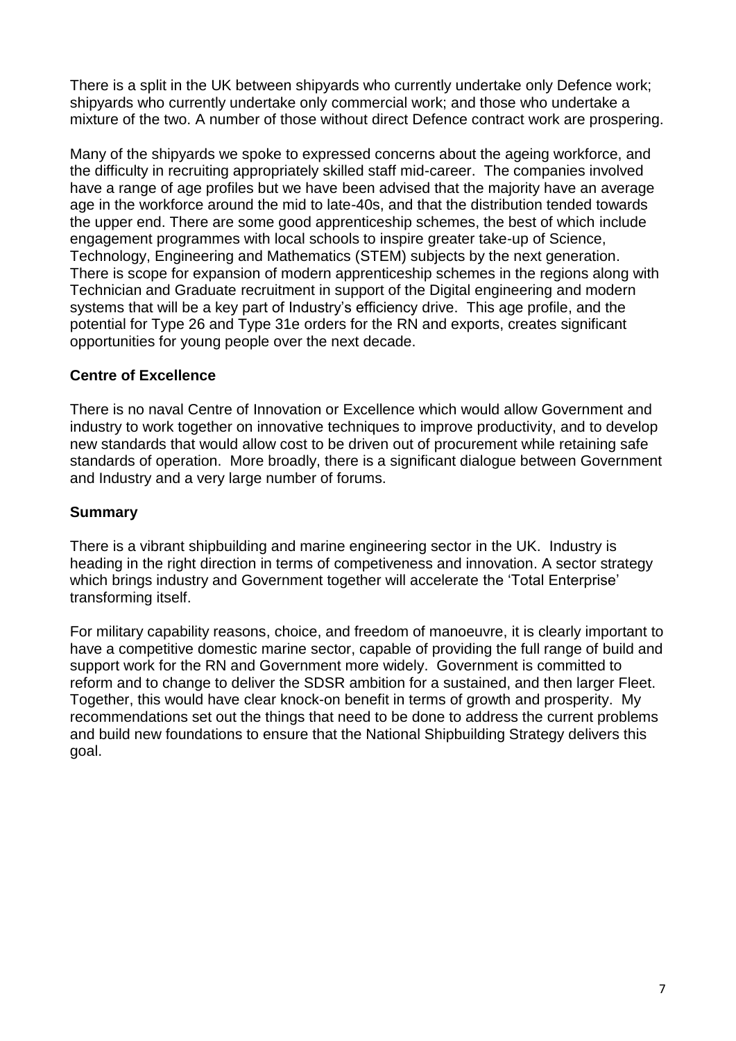There is a split in the UK between shipyards who currently undertake only Defence work; shipyards who currently undertake only commercial work; and those who undertake a mixture of the two. A number of those without direct Defence contract work are prospering.

Many of the shipyards we spoke to expressed concerns about the ageing workforce, and the difficulty in recruiting appropriately skilled staff mid-career. The companies involved have a range of age profiles but we have been advised that the majority have an average age in the workforce around the mid to late-40s, and that the distribution tended towards the upper end. There are some good apprenticeship schemes, the best of which include engagement programmes with local schools to inspire greater take-up of Science, Technology, Engineering and Mathematics (STEM) subjects by the next generation. There is scope for expansion of modern apprenticeship schemes in the regions along with Technician and Graduate recruitment in support of the Digital engineering and modern systems that will be a key part of Industry's efficiency drive. This age profile, and the potential for Type 26 and Type 31e orders for the RN and exports, creates significant opportunities for young people over the next decade.

**Centre of Excellence**

There is no naval Centre of Innovation or Excellence which would allow Government and industry to work together on innovative techniques to improve productivity, and to develop new standards that would allow cost to be driven out of procurement while retaining safe standards of operation. More broadly, there is a significant dialogue between Government and Industry and a very large number of forums.

**Summary**

There is a vibrant shipbuilding and marine engineering sector in the UK. Industry is heading in the right direction in terms of competiveness and innovation. A sector strategy which brings industry and Government together will accelerate the 'Total Enterprise' transforming itself.

For military capability reasons, choice, and freedom of manoeuvre, it is clearly important to have a competitive domestic marine sector, capable of providing the full range of build and support work for the RN and Government more widely. Government is committed to reform and to change to deliver the SDSR ambition for a sustained, and then larger Fleet. Together, this would have clear knock-on benefit in terms of growth and prosperity. My recommendations set out the things that need to be done to address the current problems and build new foundations to ensure that the National Shipbuilding Strategy delivers this goal.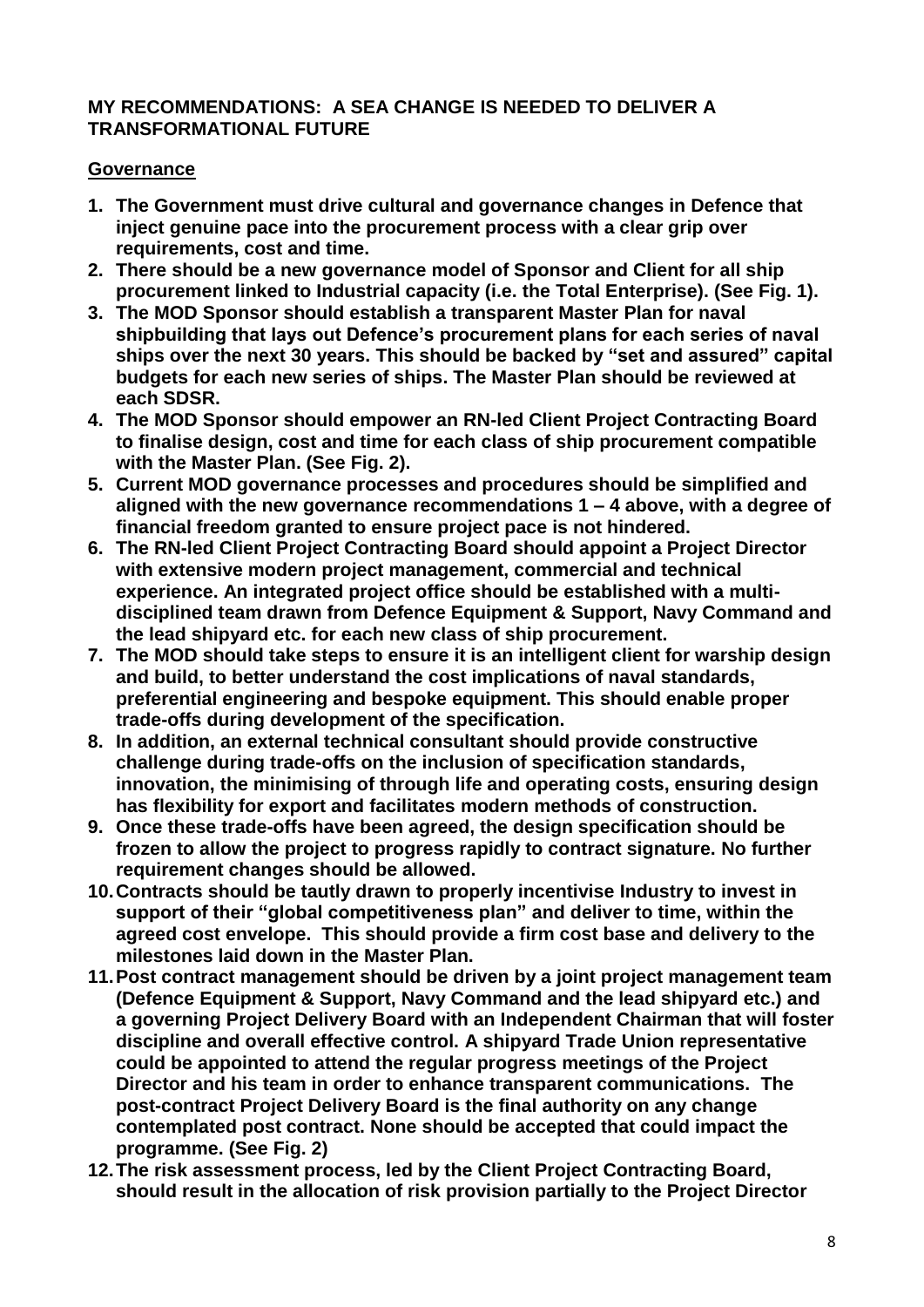## MY RECOMMENDATIONS: A SEA CHANGE IS NEEDED TO DELIVER A TRANSFORMATIONAL FUTURE

### Governance

1. **The Government must drive cultural and governance changes in Defence that inject genuine pace into the procurement process with a clear grip over requirements, cost and time.**
2. **There should be a new governance model of Sponsor and Client for all ship procurement linked to Industrial capacity (i.e. the Total Enterprise). (See Fig. 1).**
3. **The MOD Sponsor should establish a transparent Master Plan for naval shipbuilding that lays out Defence's procurement plans for each series of naval ships over the next 30 years. This should be backed by "set and assured" capital budgets for each new series of ships. The Master Plan should be reviewed at each SDSR.**
4. **The MOD Sponsor should empower an RN-led Client Project Contracting Board to finalise design, cost and time for each class of ship procurement compatible with the Master Plan. (See Fig. 2).**
5. **Current MOD governance processes and procedures should be simplified and aligned with the new governance recommendations 1 – 4 above, with a degree of financial freedom granted to ensure project pace is not hindered.**
6. **The RN-led Client Project Contracting Board should appoint a Project Director with extensive modern project management, commercial and technical experience. An integrated project office should be established with a multi-disciplined team drawn from Defence Equipment & Support, Navy Command and the lead shipyard etc. for each new class of ship procurement.**
7. **The MOD should take steps to ensure it is an intelligent client for warship design and build, to better understand the cost implications of naval standards, preferential engineering and bespoke equipment. This should enable proper trade-offs during development of the specification.**
8. **In addition, an external technical consultant should provide constructive challenge during trade-offs on the inclusion of specification standards, innovation, the minimising of through life and operating costs, ensuring design has flexibility for export and facilitates modern methods of construction.**
9. **Once these trade-offs have been agreed, the design specification should be frozen to allow the project to progress rapidly to contract signature. No further requirement changes should be allowed.**
10. **Contracts should be tautly drawn to properly incentivise Industry to invest in support of their "global competitiveness plan" and deliver to time, within the agreed cost envelope. This should provide a firm cost base and delivery to the milestones laid down in the Master Plan.**
11. **Post contract management should be driven by a joint project management team (Defence Equipment & Support, Navy Command and the lead shipyard etc.) and a governing Project Delivery Board with an Independent Chairman that will foster discipline and overall effective control. A shipyard Trade Union representative could be appointed to attend the regular progress meetings of the Project Director and his team in order to enhance transparent communications. The post-contract Project Delivery Board is the final authority on any change contemplated post contract. None should be accepted that could impact the programme. (See Fig. 2)**
12. **The risk assessment process, led by the Client Project Contracting Board, should result in the allocation of risk provision partially to the Project Director**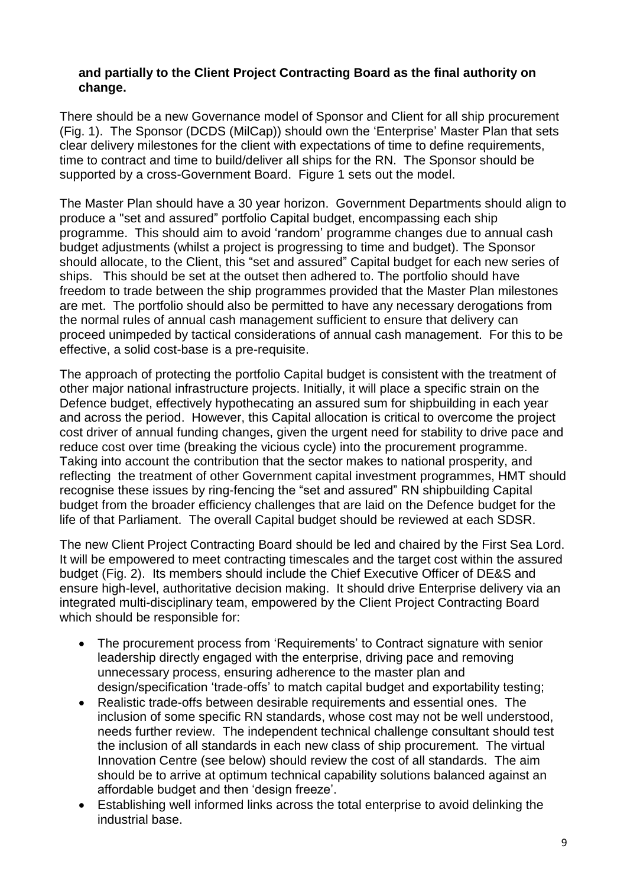**and partially to the Client Project Contracting Board as the final authority on change.**

There should be a new Governance model of Sponsor and Client for all ship procurement (Fig. 1). The Sponsor (DCDS (MilCap)) should own the 'Enterprise' Master Plan that sets clear delivery milestones for the client with expectations of time to define requirements, time to contract and time to build/deliver all ships for the RN. The Sponsor should be supported by a cross-Government Board. Figure 1 sets out the model.

The Master Plan should have a 30 year horizon. Government Departments should align to produce a "set and assured" portfolio Capital budget, encompassing each ship programme. This should aim to avoid 'random' programme changes due to annual cash budget adjustments (whilst a project is progressing to time and budget). The Sponsor should allocate, to the Client, this "set and assured" Capital budget for each new series of ships. This should be set at the outset then adhered to. The portfolio should have freedom to trade between the ship programmes provided that the Master Plan milestones are met. The portfolio should also be permitted to have any necessary derogations from the normal rules of annual cash management sufficient to ensure that delivery can proceed unimpeded by tactical considerations of annual cash management. For this to be effective, a solid cost-base is a pre-requisite.

The approach of protecting the portfolio Capital budget is consistent with the treatment of other major national infrastructure projects. Initially, it will place a specific strain on the Defence budget, effectively hypothecating an assured sum for shipbuilding in each year and across the period. However, this Capital allocation is critical to overcome the project cost driver of annual funding changes, given the urgent need for stability to drive pace and reduce cost over time (breaking the vicious cycle) into the procurement programme. Taking into account the contribution that the sector makes to national prosperity, and reflecting the treatment of other Government capital investment programmes, HMT should recognise these issues by ring-fencing the "set and assured" RN shipbuilding Capital budget from the broader efficiency challenges that are laid on the Defence budget for the life of that Parliament. The overall Capital budget should be reviewed at each SDSR.

The new Client Project Contracting Board should be led and chaired by the First Sea Lord. It will be empowered to meet contracting timescales and the target cost within the assured budget (Fig. 2). Its members should include the Chief Executive Officer of DE&S and ensure high-level, authoritative decision making. It should drive Enterprise delivery via an integrated multi-disciplinary team, empowered by the Client Project Contracting Board which should be responsible for:

- The procurement process from 'Requirements' to Contract signature with senior leadership directly engaged with the enterprise, driving pace and removing unnecessary process, ensuring adherence to the master plan and design/specification 'trade-offs' to match capital budget and exportability testing;
- Realistic trade-offs between desirable requirements and essential ones. The inclusion of some specific RN standards, whose cost may not be well understood, needs further review. The independent technical challenge consultant should test the inclusion of all standards in each new class of ship procurement. The virtual Innovation Centre (see below) should review the cost of all standards. The aim should be to arrive at optimum technical capability solutions balanced against an affordable budget and then 'design freeze'.
- Establishing well informed links across the total enterprise to avoid delinking the industrial base.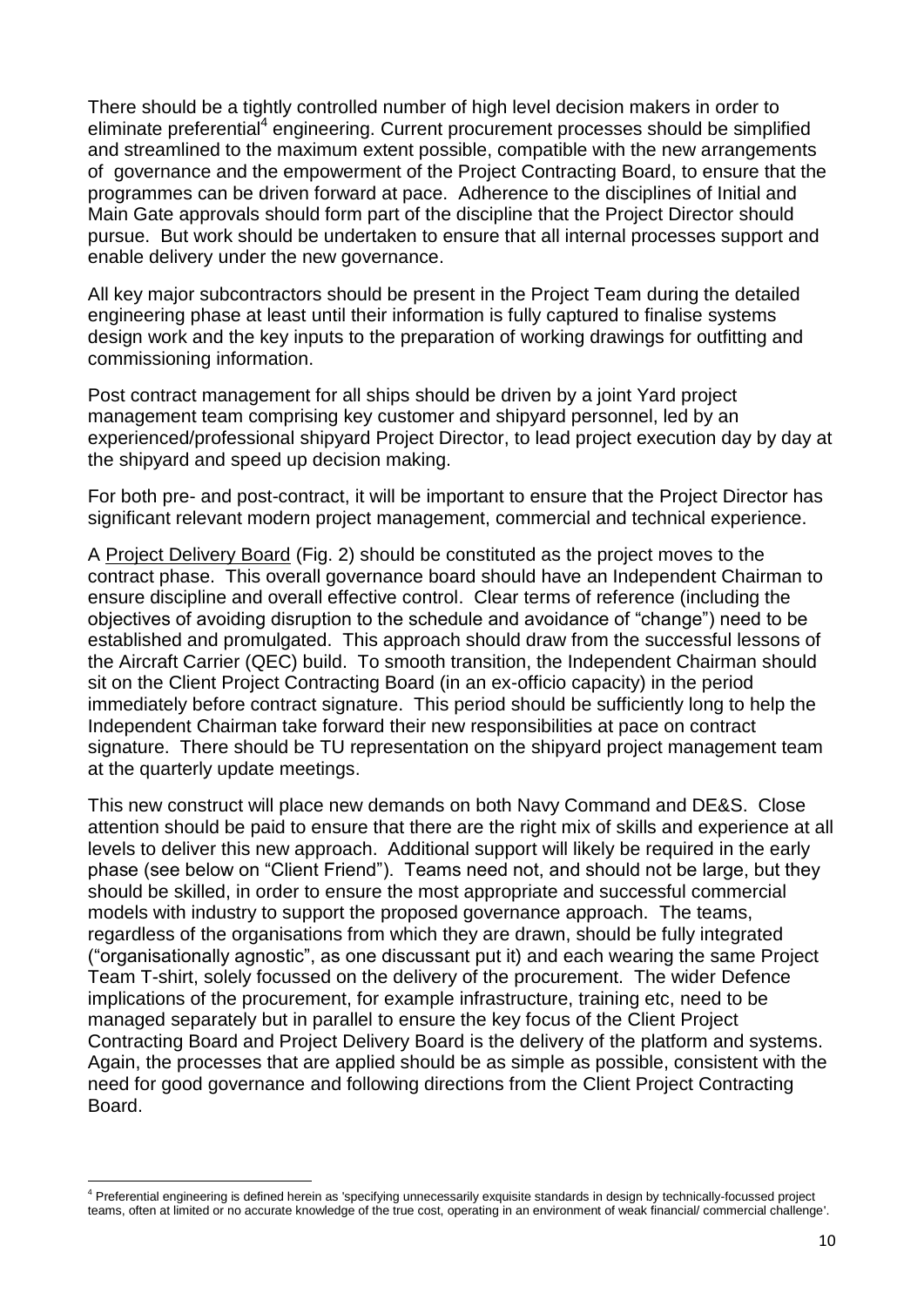There should be a tightly controlled number of high level decision makers in order to eliminate preferential[4] engineering. Current procurement processes should be simplified and streamlined to the maximum extent possible, compatible with the new arrangements of governance and the empowerment of the Project Contracting Board, to ensure that the programmes can be driven forward at pace. Adherence to the disciplines of Initial and Main Gate approvals should form part of the discipline that the Project Director should pursue. But work should be undertaken to ensure that all internal processes support and enable delivery under the new governance.

All key major subcontractors should be present in the Project Team during the detailed engineering phase at least until their information is fully captured to finalise systems design work and the key inputs to the preparation of working drawings for outfitting and commissioning information.

Post contract management for all ships should be driven by a joint Yard project management team comprising key customer and shipyard personnel, led by an experienced/professional shipyard Project Director, to lead project execution day by day at the shipyard and speed up decision making.

For both pre- and post-contract, it will be important to ensure that the Project Director has significant relevant modern project management, commercial and technical experience.

A Project Delivery Board (Fig. 2) should be constituted as the project moves to the contract phase. This overall governance board should have an Independent Chairman to ensure discipline and overall effective control. Clear terms of reference (including the objectives of avoiding disruption to the schedule and avoidance of "change") need to be established and promulgated. This approach should draw from the successful lessons of the Aircraft Carrier (QEC) build. To smooth transition, the Independent Chairman should sit on the Client Project Contracting Board (in an ex-officio capacity) in the period immediately before contract signature. This period should be sufficiently long to help the Independent Chairman take forward their new responsibilities at pace on contract signature. There should be TU representation on the shipyard project management team at the quarterly update meetings.

This new construct will place new demands on both Navy Command and DE&S. Close attention should be paid to ensure that there are the right mix of skills and experience at all levels to deliver this new approach. Additional support will likely be required in the early phase (see below on "Client Friend"). Teams need not, and should not be large, but they should be skilled, in order to ensure the most appropriate and successful commercial models with industry to support the proposed governance approach. The teams, regardless of the organisations from which they are drawn, should be fully integrated ("organisationally agnostic", as one discussant put it) and each wearing the same Project Team T-shirt, solely focussed on the delivery of the procurement. The wider Defence implications of the procurement, for example infrastructure, training etc, need to be managed separately but in parallel to ensure the key focus of the Client Project Contracting Board and Project Delivery Board is the delivery of the platform and systems. Again, the processes that are applied should be as simple as possible, consistent with the need for good governance and following directions from the Client Project Contracting Board.

---

[4] Preferential engineering is defined herein as 'specifying unnecessarily exquisite standards in design by technically-focussed project teams, often at limited or no accurate knowledge of the true cost, operating in an environment of weak financial/ commercial challenge'.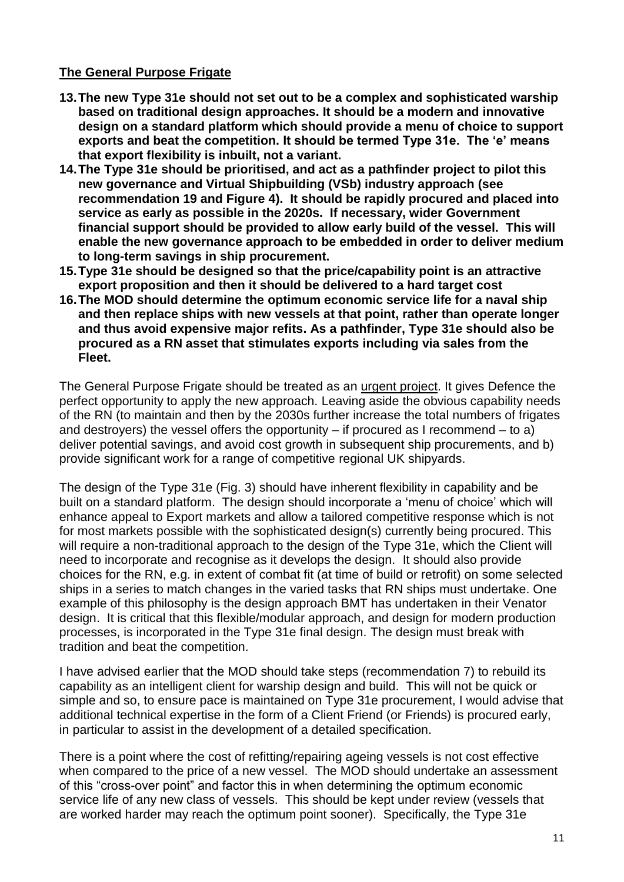## The General Purpose Frigate

13. **The new Type 31e should not set out to be a complex and sophisticated warship based on traditional design approaches. It should be a modern and innovative design on a standard platform which should provide a menu of choice to support exports and beat the competition. It should be termed Type 31e. The 'e' means that export flexibility is inbuilt, not a variant.**
14. **The Type 31e should be prioritised, and act as a pathfinder project to pilot this new governance and Virtual Shipbuilding (VSb) industry approach (see recommendation 19 and Figure 4). It should be rapidly procured and placed into service as early as possible in the 2020s. If necessary, wider Government financial support should be provided to allow early build of the vessel. This will enable the new governance approach to be embedded in order to deliver medium to long-term savings in ship procurement.**
15. **Type 31e should be designed so that the price/capability point is an attractive export proposition and then it should be delivered to a hard target cost**
16. **The MOD should determine the optimum economic service life for a naval ship and then replace ships with new vessels at that point, rather than operate longer and thus avoid expensive major refits. As a pathfinder, Type 31e should also be procured as a RN asset that stimulates exports including via sales from the Fleet.**

The General Purpose Frigate should be treated as an urgent project. It gives Defence the perfect opportunity to apply the new approach. Leaving aside the obvious capability needs of the RN (to maintain and then by the 2030s further increase the total numbers of frigates and destroyers) the vessel offers the opportunity – if procured as I recommend – to a) deliver potential savings, and avoid cost growth in subsequent ship procurements, and b) provide significant work for a range of competitive regional UK shipyards.

The design of the Type 31e (Fig. 3) should have inherent flexibility in capability and be built on a standard platform. The design should incorporate a 'menu of choice' which will enhance appeal to Export markets and allow a tailored competitive response which is not for most markets possible with the sophisticated design(s) currently being procured. This will require a non-traditional approach to the design of the Type 31e, which the Client will need to incorporate and recognise as it develops the design. It should also provide choices for the RN, e.g. in extent of combat fit (at time of build or retrofit) on some selected ships in a series to match changes in the varied tasks that RN ships must undertake. One example of this philosophy is the design approach BMT has undertaken in their Venator design. It is critical that this flexible/modular approach, and design for modern production processes, is incorporated in the Type 31e final design. The design must break with tradition and beat the competition.

I have advised earlier that the MOD should take steps (recommendation 7) to rebuild its capability as an intelligent client for warship design and build. This will not be quick or simple and so, to ensure pace is maintained on Type 31e procurement, I would advise that additional technical expertise in the form of a Client Friend (or Friends) is procured early, in particular to assist in the development of a detailed specification.

There is a point where the cost of refitting/repairing ageing vessels is not cost effective when compared to the price of a new vessel. The MOD should undertake an assessment of this "cross-over point" and factor this in when determining the optimum economic service life of any new class of vessels. This should be kept under review (vessels that are worked harder may reach the optimum point sooner). Specifically, the Type 31e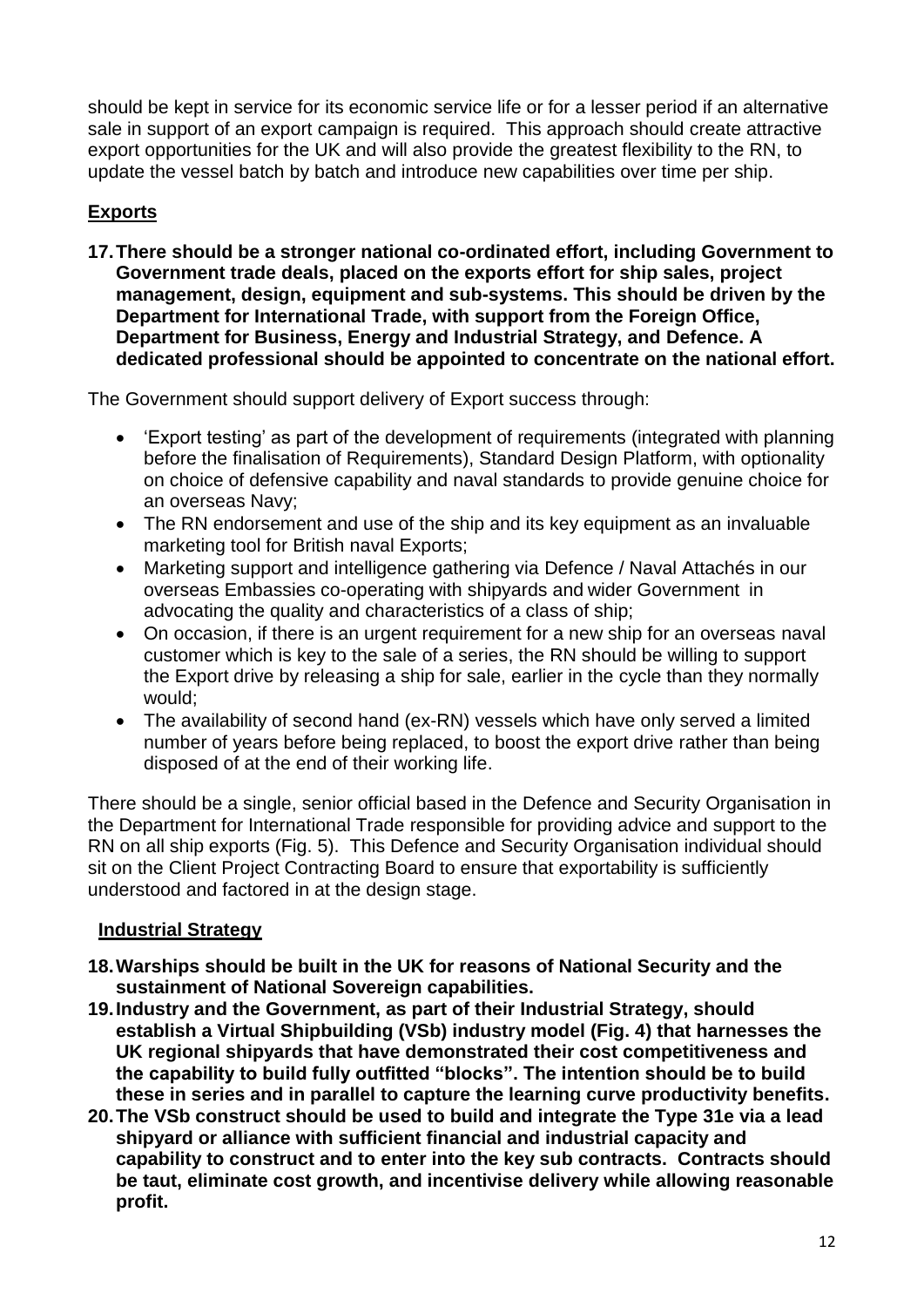should be kept in service for its economic service life or for a lesser period if an alternative sale in support of an export campaign is required. This approach should create attractive export opportunities for the UK and will also provide the greatest flexibility to the RN, to update the vessel batch by batch and introduce new capabilities over time per ship.

## Exports

**17. There should be a stronger national co-ordinated effort, including Government to Government trade deals, placed on the exports effort for ship sales, project management, design, equipment and sub-systems. This should be driven by the Department for International Trade, with support from the Foreign Office, Department for Business, Energy and Industrial Strategy, and Defence. A dedicated professional should be appointed to concentrate on the national effort.**

The Government should support delivery of Export success through:

- 'Export testing' as part of the development of requirements (integrated with planning before the finalisation of Requirements), Standard Design Platform, with optionality on choice of defensive capability and naval standards to provide genuine choice for an overseas Navy;
- The RN endorsement and use of the ship and its key equipment as an invaluable marketing tool for British naval Exports;
- Marketing support and intelligence gathering via Defence / Naval Attachés in our overseas Embassies co-operating with shipyards and wider Government in advocating the quality and characteristics of a class of ship;
- On occasion, if there is an urgent requirement for a new ship for an overseas naval customer which is key to the sale of a series, the RN should be willing to support the Export drive by releasing a ship for sale, earlier in the cycle than they normally would;
- The availability of second hand (ex-RN) vessels which have only served a limited number of years before being replaced, to boost the export drive rather than being disposed of at the end of their working life.

There should be a single, senior official based in the Defence and Security Organisation in the Department for International Trade responsible for providing advice and support to the RN on all ship exports (Fig. 5). This Defence and Security Organisation individual should sit on the Client Project Contracting Board to ensure that exportability is sufficiently understood and factored in at the design stage.

## Industrial Strategy

**18. Warships should be built in the UK for reasons of National Security and the sustainment of National Sovereign capabilities.**

**19. Industry and the Government, as part of their Industrial Strategy, should establish a Virtual Shipbuilding (VSb) industry model (Fig. 4) that harnesses the UK regional shipyards that have demonstrated their cost competitiveness and the capability to build fully outfitted "blocks". The intention should be to build these in series and in parallel to capture the learning curve productivity benefits.**

**20. The VSb construct should be used to build and integrate the Type 31e via a lead shipyard or alliance with sufficient financial and industrial capacity and capability to construct and to enter into the key sub contracts. Contracts should be taut, eliminate cost growth, and incentivise delivery while allowing reasonable profit.**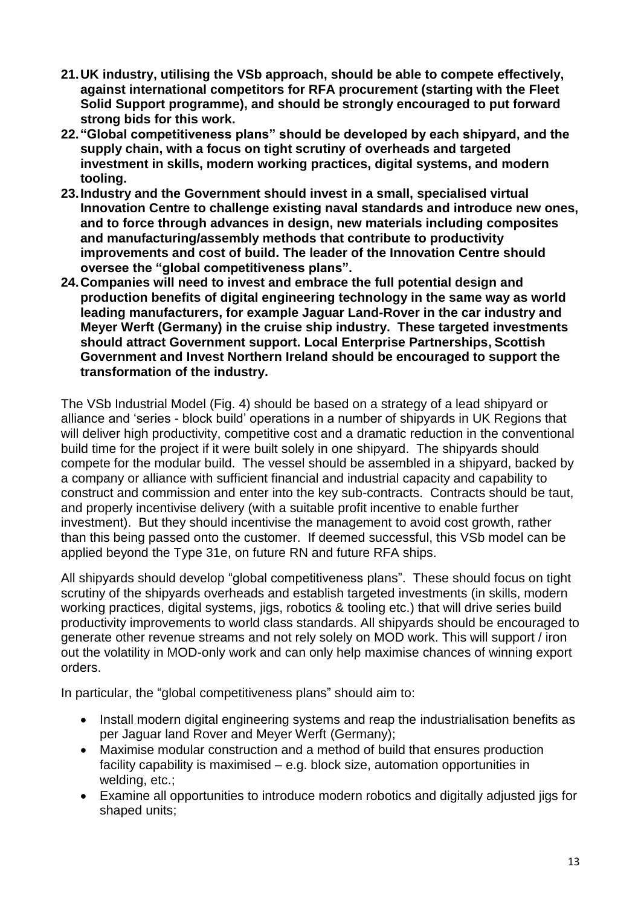21. **UK industry, utilising the VSb approach, should be able to compete effectively, against international competitors for RFA procurement (starting with the Fleet Solid Support programme), and should be strongly encouraged to put forward strong bids for this work.**
22. **"Global competitiveness plans" should be developed by each shipyard, and the supply chain, with a focus on tight scrutiny of overheads and targeted investment in skills, modern working practices, digital systems, and modern tooling.**
23. **Industry and the Government should invest in a small, specialised virtual Innovation Centre to challenge existing naval standards and introduce new ones, and to force through advances in design, new materials including composites and manufacturing/assembly methods that contribute to productivity improvements and cost of build. The leader of the Innovation Centre should oversee the "global competitiveness plans".**
24. **Companies will need to invest and embrace the full potential design and production benefits of digital engineering technology in the same way as world leading manufacturers, for example Jaguar Land-Rover in the car industry and Meyer Werft (Germany) in the cruise ship industry. These targeted investments should attract Government support. Local Enterprise Partnerships, Scottish Government and Invest Northern Ireland should be encouraged to support the transformation of the industry.**

The VSb Industrial Model (Fig. 4) should be based on a strategy of a lead shipyard or alliance and 'series - block build' operations in a number of shipyards in UK Regions that will deliver high productivity, competitive cost and a dramatic reduction in the conventional build time for the project if it were built solely in one shipyard. The shipyards should compete for the modular build. The vessel should be assembled in a shipyard, backed by a company or alliance with sufficient financial and industrial capacity and capability to construct and commission and enter into the key sub-contracts. Contracts should be taut, and properly incentivise delivery (with a suitable profit incentive to enable further investment). But they should incentivise the management to avoid cost growth, rather than this being passed onto the customer. If deemed successful, this VSb model can be applied beyond the Type 31e, on future RN and future RFA ships.

All shipyards should develop "global competitiveness plans". These should focus on tight scrutiny of the shipyards overheads and establish targeted investments (in skills, modern working practices, digital systems, jigs, robotics & tooling etc.) that will drive series build productivity improvements to world class standards. All shipyards should be encouraged to generate other revenue streams and not rely solely on MOD work. This will support / iron out the volatility in MOD-only work and can only help maximise chances of winning export orders.

In particular, the "global competitiveness plans" should aim to:

- Install modern digital engineering systems and reap the industrialisation benefits as per Jaguar land Rover and Meyer Werft (Germany);
- Maximise modular construction and a method of build that ensures production facility capability is maximised – e.g. block size, automation opportunities in welding, etc.;
- Examine all opportunities to introduce modern robotics and digitally adjusted jigs for shaped units;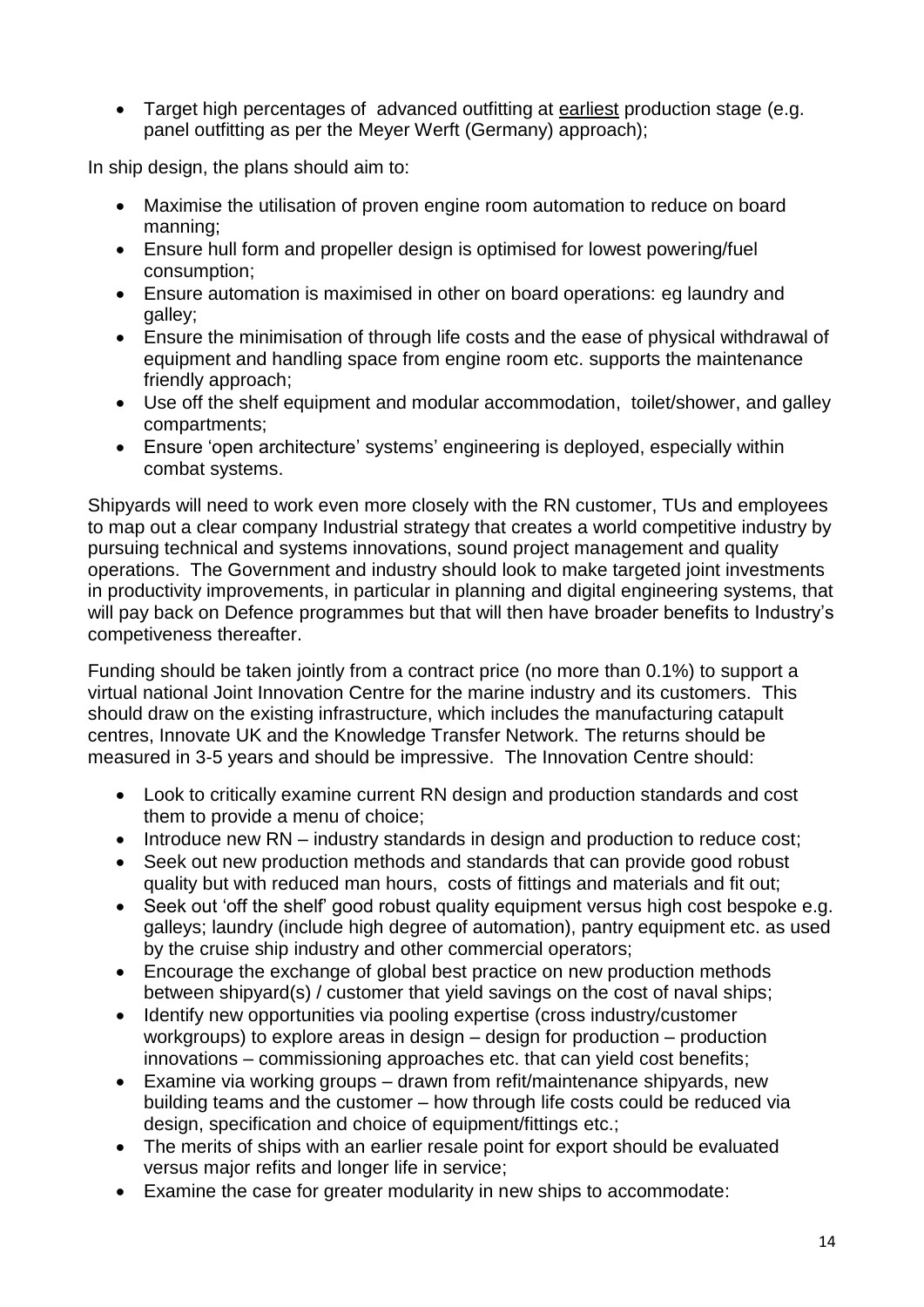- Target high percentages of advanced outfitting at earliest production stage (e.g. panel outfitting as per the Meyer Werft (Germany) approach);

In ship design, the plans should aim to:

- Maximise the utilisation of proven engine room automation to reduce on board manning;
- Ensure hull form and propeller design is optimised for lowest powering/fuel consumption;
- Ensure automation is maximised in other on board operations: eg laundry and galley;
- Ensure the minimisation of through life costs and the ease of physical withdrawal of equipment and handling space from engine room etc. supports the maintenance friendly approach;
- Use off the shelf equipment and modular accommodation, toilet/shower, and galley compartments;
- Ensure 'open architecture' systems' engineering is deployed, especially within combat systems.

Shipyards will need to work even more closely with the RN customer, TUs and employees to map out a clear company Industrial strategy that creates a world competitive industry by pursuing technical and systems innovations, sound project management and quality operations. The Government and industry should look to make targeted joint investments in productivity improvements, in particular in planning and digital engineering systems, that will pay back on Defence programmes but that will then have broader benefits to Industry's competiveness thereafter.

Funding should be taken jointly from a contract price (no more than 0.1%) to support a virtual national Joint Innovation Centre for the marine industry and its customers. This should draw on the existing infrastructure, which includes the manufacturing catapult centres, Innovate UK and the Knowledge Transfer Network. The returns should be measured in 3-5 years and should be impressive. The Innovation Centre should:

- Look to critically examine current RN design and production standards and cost them to provide a menu of choice;
- Introduce new RN – industry standards in design and production to reduce cost;
- Seek out new production methods and standards that can provide good robust quality but with reduced man hours, costs of fittings and materials and fit out;
- Seek out 'off the shelf' good robust quality equipment versus high cost bespoke e.g. galleys; laundry (include high degree of automation), pantry equipment etc. as used by the cruise ship industry and other commercial operators;
- Encourage the exchange of global best practice on new production methods between shipyard(s) / customer that yield savings on the cost of naval ships;
- Identify new opportunities via pooling expertise (cross industry/customer workgroups) to explore areas in design – design for production – production innovations – commissioning approaches etc. that can yield cost benefits;
- Examine via working groups – drawn from refit/maintenance shipyards, new building teams and the customer – how through life costs could be reduced via design, specification and choice of equipment/fittings etc.;
- The merits of ships with an earlier resale point for export should be evaluated versus major refits and longer life in service;
- Examine the case for greater modularity in new ships to accommodate: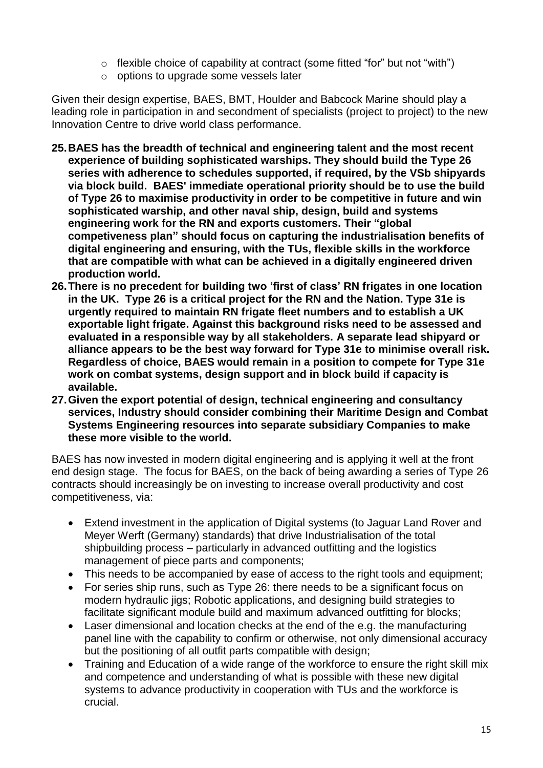- flexible choice of capability at contract (some fitted "for" but not "with")
  - options to upgrade some vessels later

Given their design expertise, BAES, BMT, Houlder and Babcock Marine should play a leading role in participation in and secondment of specialists (project to project) to the new Innovation Centre to drive world class performance.

25. **BAES has the breadth of technical and engineering talent and the most recent experience of building sophisticated warships. They should build the Type 26 series with adherence to schedules supported, if required, by the VSb shipyards via block build. BAES' immediate operational priority should be to use the build of Type 26 to maximise productivity in order to be competitive in future and win sophisticated warship, and other naval ship, design, build and systems engineering work for the RN and exports customers. Their "global competiveness plan" should focus on capturing the industrialisation benefits of digital engineering and ensuring, with the TUs, flexible skills in the workforce that are compatible with what can be achieved in a digitally engineered driven production world.**
26. **There is no precedent for building two 'first of class' RN frigates in one location in the UK. Type 26 is a critical project for the RN and the Nation. Type 31e is urgently required to maintain RN frigate fleet numbers and to establish a UK exportable light frigate. Against this background risks need to be assessed and evaluated in a responsible way by all stakeholders. A separate lead shipyard or alliance appears to be the best way forward for Type 31e to minimise overall risk. Regardless of choice, BAES would remain in a position to compete for Type 31e work on combat systems, design support and in block build if capacity is available.**
27. **Given the export potential of design, technical engineering and consultancy services, Industry should consider combining their Maritime Design and Combat Systems Engineering resources into separate subsidiary Companies to make these more visible to the world.**

BAES has now invested in modern digital engineering and is applying it well at the front end design stage. The focus for BAES, on the back of being awarding a series of Type 26 contracts should increasingly be on investing to increase overall productivity and cost competitiveness, via:

- Extend investment in the application of Digital systems (to Jaguar Land Rover and Meyer Werft (Germany) standards) that drive Industrialisation of the total shipbuilding process – particularly in advanced outfitting and the logistics management of piece parts and components;
- This needs to be accompanied by ease of access to the right tools and equipment;
- For series ship runs, such as Type 26: there needs to be a significant focus on modern hydraulic jigs; Robotic applications, and designing build strategies to facilitate significant module build and maximum advanced outfitting for blocks;
- Laser dimensional and location checks at the end of the e.g. the manufacturing panel line with the capability to confirm or otherwise, not only dimensional accuracy but the positioning of all outfit parts compatible with design;
- Training and Education of a wide range of the workforce to ensure the right skill mix and competence and understanding of what is possible with these new digital systems to advance productivity in cooperation with TUs and the workforce is crucial.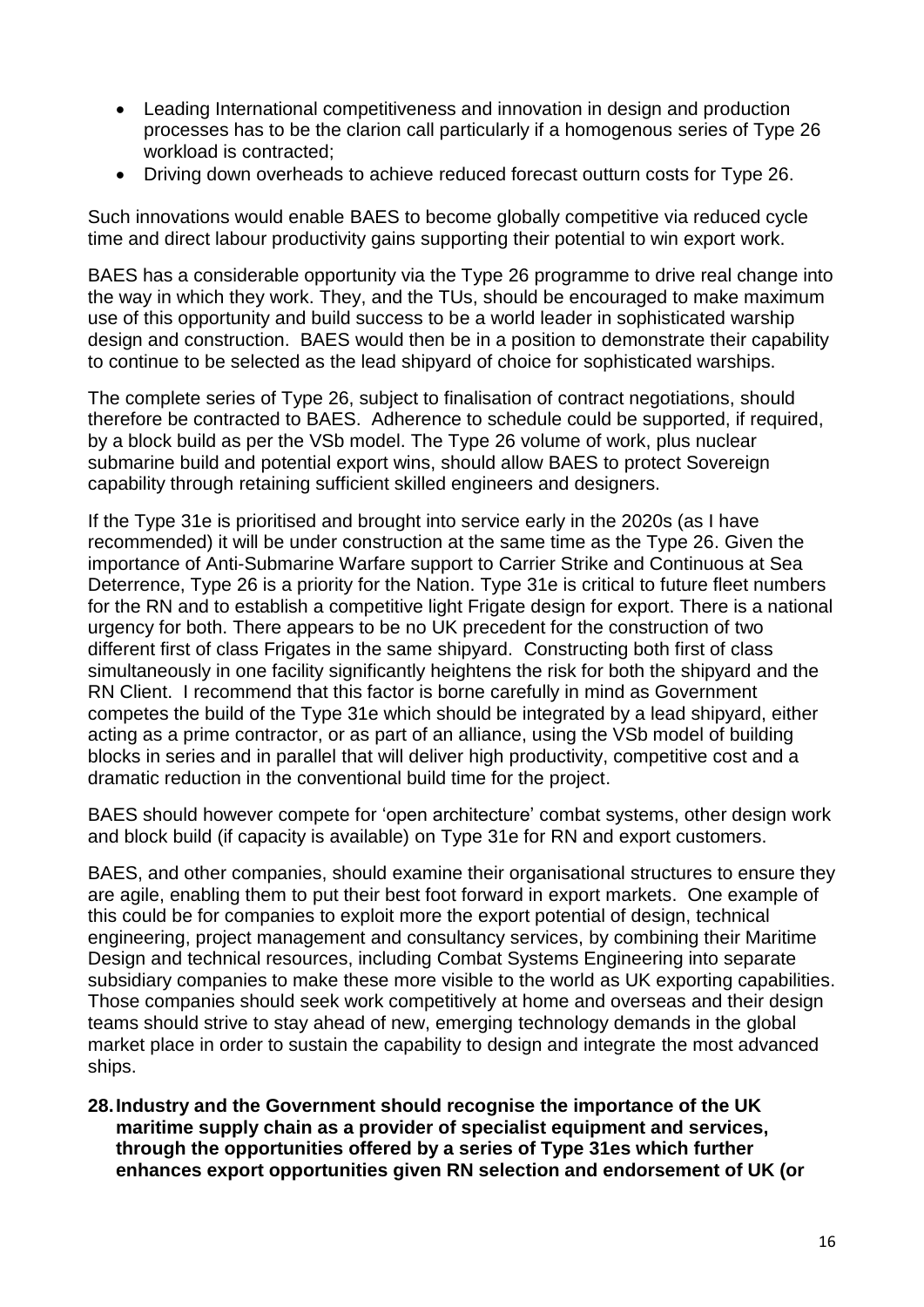- Leading International competitiveness and innovation in design and production processes has to be the clarion call particularly if a homogenous series of Type 26 workload is contracted;
- Driving down overheads to achieve reduced forecast outturn costs for Type 26.

Such innovations would enable BAES to become globally competitive via reduced cycle time and direct labour productivity gains supporting their potential to win export work.

BAES has a considerable opportunity via the Type 26 programme to drive real change into the way in which they work. They, and the TUs, should be encouraged to make maximum use of this opportunity and build success to be a world leader in sophisticated warship design and construction. BAES would then be in a position to demonstrate their capability to continue to be selected as the lead shipyard of choice for sophisticated warships.

The complete series of Type 26, subject to finalisation of contract negotiations, should therefore be contracted to BAES. Adherence to schedule could be supported, if required, by a block build as per the VSb model. The Type 26 volume of work, plus nuclear submarine build and potential export wins, should allow BAES to protect Sovereign capability through retaining sufficient skilled engineers and designers.

If the Type 31e is prioritised and brought into service early in the 2020s (as I have recommended) it will be under construction at the same time as the Type 26. Given the importance of Anti-Submarine Warfare support to Carrier Strike and Continuous at Sea Deterrence, Type 26 is a priority for the Nation. Type 31e is critical to future fleet numbers for the RN and to establish a competitive light Frigate design for export. There is a national urgency for both. There appears to be no UK precedent for the construction of two different first of class Frigates in the same shipyard. Constructing both first of class simultaneously in one facility significantly heightens the risk for both the shipyard and the RN Client. I recommend that this factor is borne carefully in mind as Government competes the build of the Type 31e which should be integrated by a lead shipyard, either acting as a prime contractor, or as part of an alliance, using the VSb model of building blocks in series and in parallel that will deliver high productivity, competitive cost and a dramatic reduction in the conventional build time for the project.

BAES should however compete for 'open architecture' combat systems, other design work and block build (if capacity is available) on Type 31e for RN and export customers.

BAES, and other companies, should examine their organisational structures to ensure they are agile, enabling them to put their best foot forward in export markets. One example of this could be for companies to exploit more the export potential of design, technical engineering, project management and consultancy services, by combining their Maritime Design and technical resources, including Combat Systems Engineering into separate subsidiary companies to make these more visible to the world as UK exporting capabilities. Those companies should seek work competitively at home and overseas and their design teams should strive to stay ahead of new, emerging technology demands in the global market place in order to sustain the capability to design and integrate the most advanced ships.

**28. Industry and the Government should recognise the importance of the UK maritime supply chain as a provider of specialist equipment and services, through the opportunities offered by a series of Type 31es which further enhances export opportunities given RN selection and endorsement of UK (or**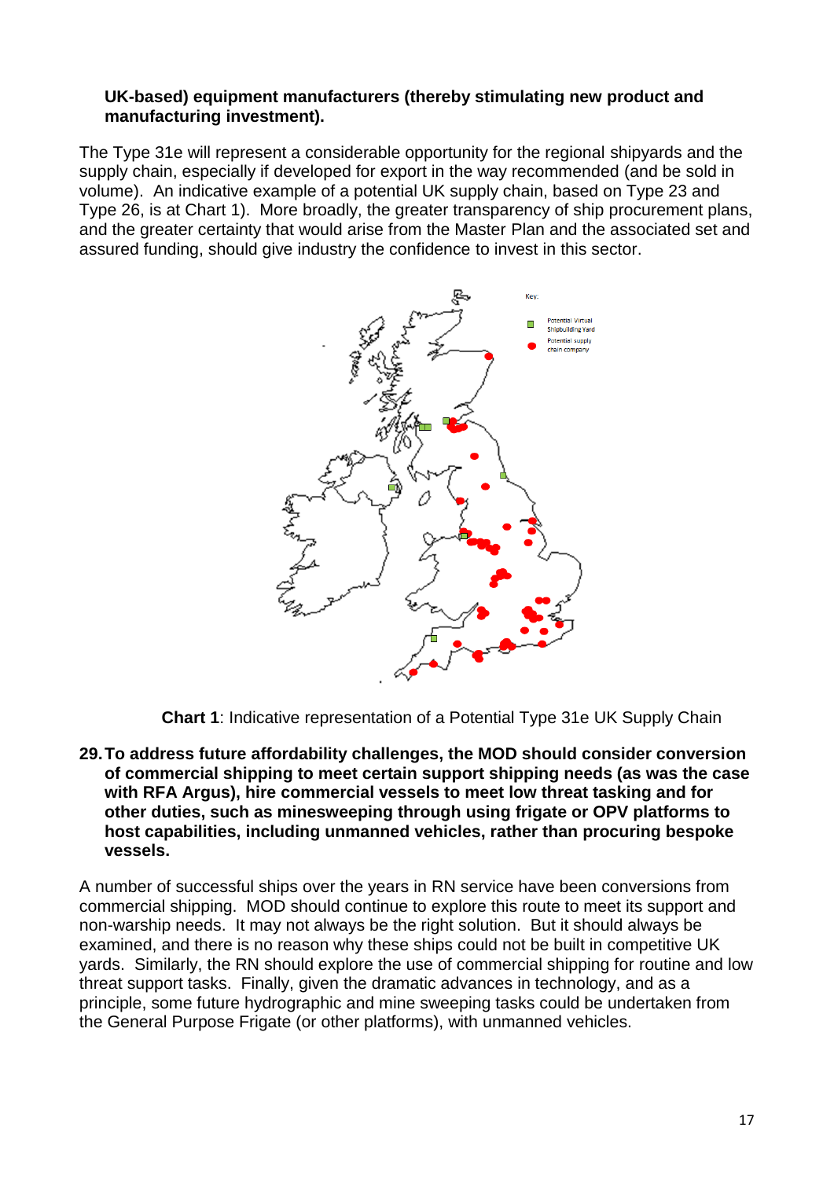**UK-based) equipment manufacturers (thereby stimulating new product and manufacturing investment).**

The Type 31e will represent a considerable opportunity for the regional shipyards and the supply chain, especially if developed for export in the way recommended (and be sold in volume). An indicative example of a potential UK supply chain, based on Type 23 and Type 26, is at Chart 1). More broadly, the greater transparency of ship procurement plans, and the greater certainty that would arise from the Master Plan and the associated set and assured funding, should give industry the confidence to invest in this sector.

**Chart 1**: Indicative representation of a Potential Type 31e UK Supply Chain

**29. To address future affordability challenges, the MOD should consider conversion of commercial shipping to meet certain support shipping needs (as was the case with RFA Argus), hire commercial vessels to meet low threat tasking and for other duties, such as minesweeping through using frigate or OPV platforms to host capabilities, including unmanned vehicles, rather than procuring bespoke vessels.**

A number of successful ships over the years in RN service have been conversions from commercial shipping. MOD should continue to explore this route to meet its support and non-warship needs. It may not always be the right solution. But it should always be examined, and there is no reason why these ships could not be built in competitive UK yards. Similarly, the RN should explore the use of commercial shipping for routine and low threat support tasks. Finally, given the dramatic advances in technology, and as a principle, some future hydrographic and mine sweeping tasks could be undertaken from the General Purpose Frigate (or other platforms), with unmanned vehicles.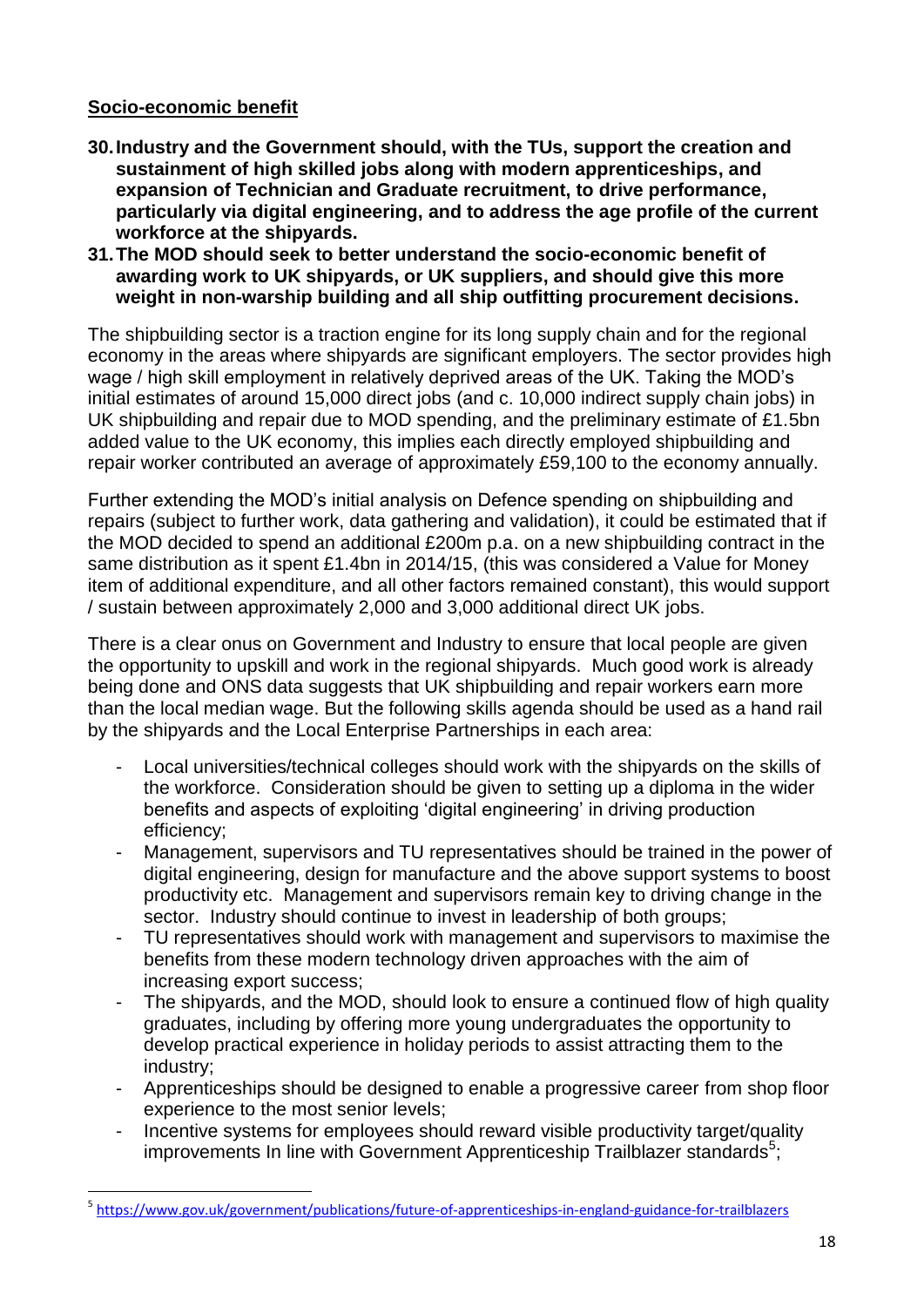**Socio-economic benefit**

**30. Industry and the Government should, with the TUs, support the creation and sustainment of high skilled jobs along with modern apprenticeships, and expansion of Technician and Graduate recruitment, to drive performance, particularly via digital engineering, and to address the age profile of the current workforce at the shipyards.**

**31. The MOD should seek to better understand the socio-economic benefit of awarding work to UK shipyards, or UK suppliers, and should give this more weight in non-warship building and all ship outfitting procurement decisions.**

The shipbuilding sector is a traction engine for its long supply chain and for the regional economy in the areas where shipyards are significant employers. The sector provides high wage / high skill employment in relatively deprived areas of the UK. Taking the MOD's initial estimates of around 15,000 direct jobs (and c. 10,000 indirect supply chain jobs) in UK shipbuilding and repair due to MOD spending, and the preliminary estimate of £1.5bn added value to the UK economy, this implies each directly employed shipbuilding and repair worker contributed an average of approximately £59,100 to the economy annually.

Further extending the MOD's initial analysis on Defence spending on shipbuilding and repairs (subject to further work, data gathering and validation), it could be estimated that if the MOD decided to spend an additional £200m p.a. on a new shipbuilding contract in the same distribution as it spent £1.4bn in 2014/15, (this was considered a Value for Money item of additional expenditure, and all other factors remained constant), this would support / sustain between approximately 2,000 and 3,000 additional direct UK jobs.

There is a clear onus on Government and Industry to ensure that local people are given the opportunity to upskill and work in the regional shipyards. Much good work is already being done and ONS data suggests that UK shipbuilding and repair workers earn more than the local median wage. But the following skills agenda should be used as a hand rail by the shipyards and the Local Enterprise Partnerships in each area:

- Local universities/technical colleges should work with the shipyards on the skills of the workforce. Consideration should be given to setting up a diploma in the wider benefits and aspects of exploiting 'digital engineering' in driving production efficiency;
- Management, supervisors and TU representatives should be trained in the power of digital engineering, design for manufacture and the above support systems to boost productivity etc. Management and supervisors remain key to driving change in the sector. Industry should continue to invest in leadership of both groups;
- TU representatives should work with management and supervisors to maximise the benefits from these modern technology driven approaches with the aim of increasing export success;
- The shipyards, and the MOD, should look to ensure a continued flow of high quality graduates, including by offering more young undergraduates the opportunity to develop practical experience in holiday periods to assist attracting them to the industry;
- Apprenticeships should be designed to enable a progressive career from shop floor experience to the most senior levels;
- Incentive systems for employees should reward visible productivity target/quality improvements In line with Government Apprenticeship Trailblazer standards[5];

[5] https://www.gov.uk/government/publications/future-of-apprenticeships-in-england-guidance-for-trailblazers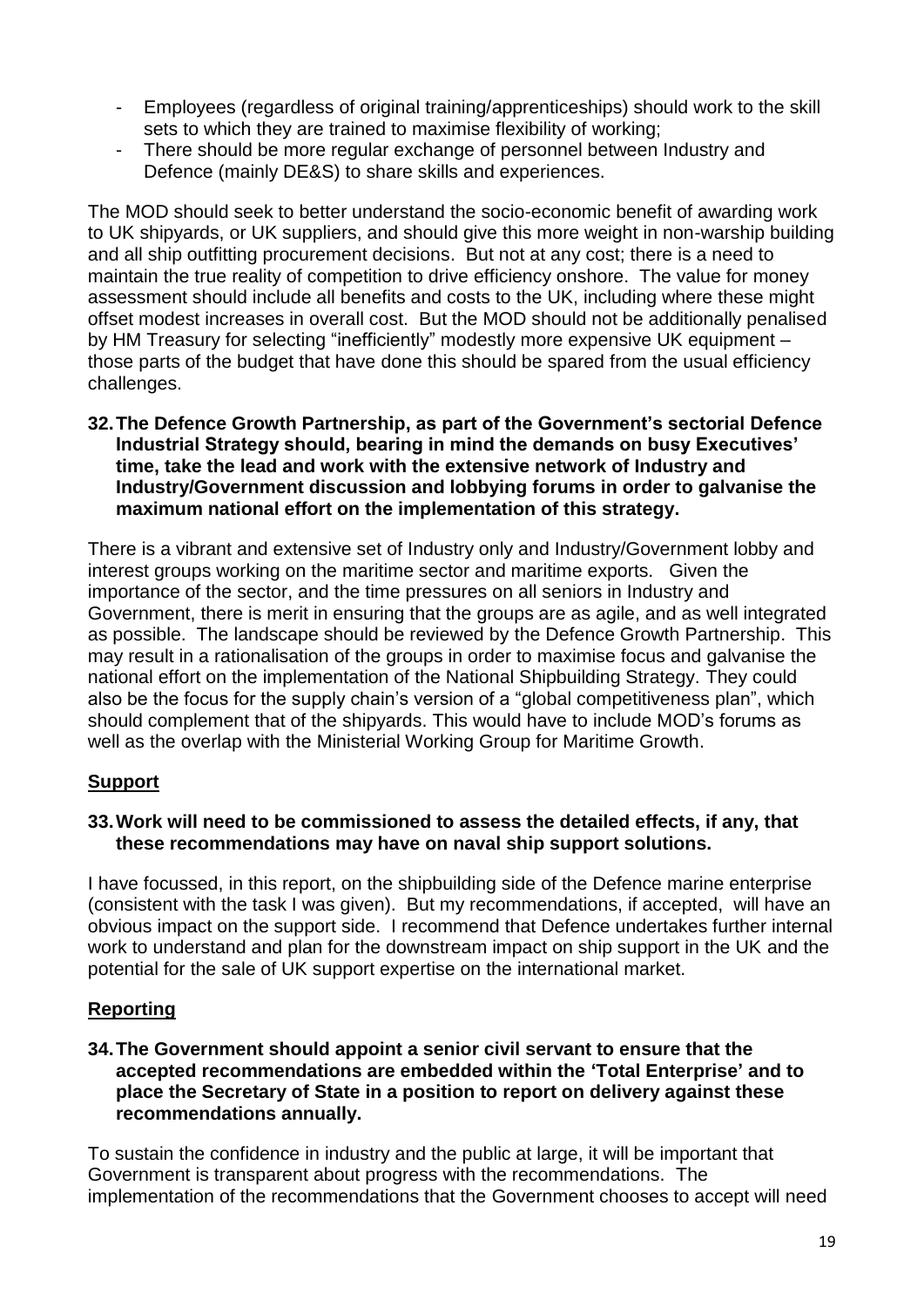- Employees (regardless of original training/apprenticeships) should work to the skill sets to which they are trained to maximise flexibility of working;
- There should be more regular exchange of personnel between Industry and Defence (mainly DE&S) to share skills and experiences.

The MOD should seek to better understand the socio-economic benefit of awarding work to UK shipyards, or UK suppliers, and should give this more weight in non-warship building and all ship outfitting procurement decisions. But not at any cost; there is a need to maintain the true reality of competition to drive efficiency onshore. The value for money assessment should include all benefits and costs to the UK, including where these might offset modest increases in overall cost. But the MOD should not be additionally penalised by HM Treasury for selecting "inefficiently" modestly more expensive UK equipment – those parts of the budget that have done this should be spared from the usual efficiency challenges.

**32. The Defence Growth Partnership, as part of the Government's sectorial Defence Industrial Strategy should, bearing in mind the demands on busy Executives' time, take the lead and work with the extensive network of Industry and Industry/Government discussion and lobbying forums in order to galvanise the maximum national effort on the implementation of this strategy.**

There is a vibrant and extensive set of Industry only and Industry/Government lobby and interest groups working on the maritime sector and maritime exports. Given the importance of the sector, and the time pressures on all seniors in Industry and Government, there is merit in ensuring that the groups are as agile, and as well integrated as possible. The landscape should be reviewed by the Defence Growth Partnership. This may result in a rationalisation of the groups in order to maximise focus and galvanise the national effort on the implementation of the National Shipbuilding Strategy. They could also be the focus for the supply chain's version of a "global competitiveness plan", which should complement that of the shipyards. This would have to include MOD's forums as well as the overlap with the Ministerial Working Group for Maritime Growth.

## Support

**33. Work will need to be commissioned to assess the detailed effects, if any, that these recommendations may have on naval ship support solutions.**

I have focussed, in this report, on the shipbuilding side of the Defence marine enterprise (consistent with the task I was given). But my recommendations, if accepted, will have an obvious impact on the support side. I recommend that Defence undertakes further internal work to understand and plan for the downstream impact on ship support in the UK and the potential for the sale of UK support expertise on the international market.

## Reporting

**34. The Government should appoint a senior civil servant to ensure that the accepted recommendations are embedded within the 'Total Enterprise' and to place the Secretary of State in a position to report on delivery against these recommendations annually.**

To sustain the confidence in industry and the public at large, it will be important that Government is transparent about progress with the recommendations. The implementation of the recommendations that the Government chooses to accept will need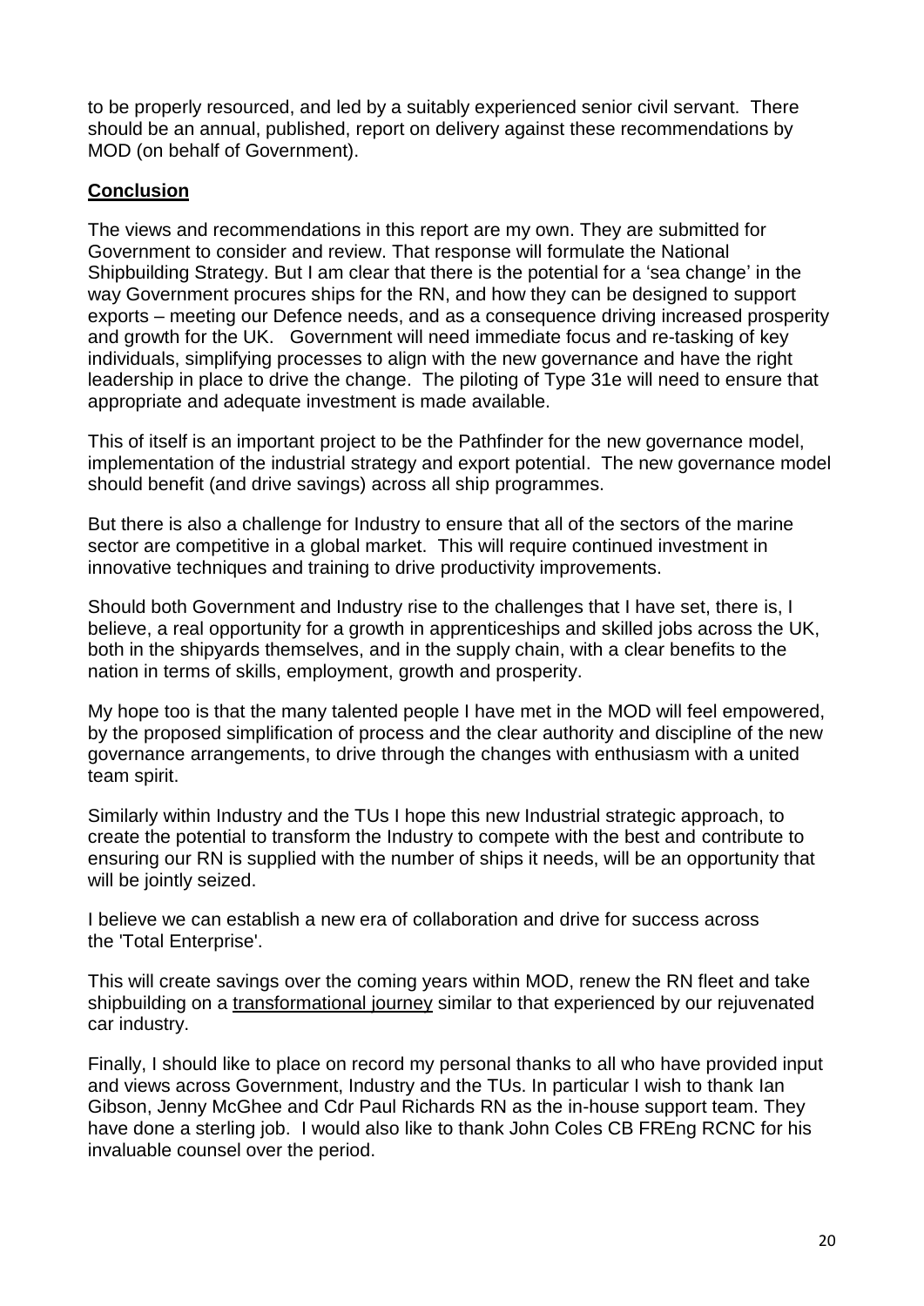to be properly resourced, and led by a suitably experienced senior civil servant. There should be an annual, published, report on delivery against these recommendations by MOD (on behalf of Government).

## **Conclusion**

The views and recommendations in this report are my own. They are submitted for Government to consider and review. That response will formulate the National Shipbuilding Strategy. But I am clear that there is the potential for a 'sea change' in the way Government procures ships for the RN, and how they can be designed to support exports – meeting our Defence needs, and as a consequence driving increased prosperity and growth for the UK. Government will need immediate focus and re-tasking of key individuals, simplifying processes to align with the new governance and have the right leadership in place to drive the change. The piloting of Type 31e will need to ensure that appropriate and adequate investment is made available.

This of itself is an important project to be the Pathfinder for the new governance model, implementation of the industrial strategy and export potential. The new governance model should benefit (and drive savings) across all ship programmes.

But there is also a challenge for Industry to ensure that all of the sectors of the marine sector are competitive in a global market. This will require continued investment in innovative techniques and training to drive productivity improvements.

Should both Government and Industry rise to the challenges that I have set, there is, I believe, a real opportunity for a growth in apprenticeships and skilled jobs across the UK, both in the shipyards themselves, and in the supply chain, with a clear benefits to the nation in terms of skills, employment, growth and prosperity.

My hope too is that the many talented people I have met in the MOD will feel empowered, by the proposed simplification of process and the clear authority and discipline of the new governance arrangements, to drive through the changes with enthusiasm with a united team spirit.

Similarly within Industry and the TUs I hope this new Industrial strategic approach, to create the potential to transform the Industry to compete with the best and contribute to ensuring our RN is supplied with the number of ships it needs, will be an opportunity that will be jointly seized.

I believe we can establish a new era of collaboration and drive for success across the 'Total Enterprise'.

This will create savings over the coming years within MOD, renew the RN fleet and take shipbuilding on a transformational journey similar to that experienced by our rejuvenated car industry.

Finally, I should like to place on record my personal thanks to all who have provided input and views across Government, Industry and the TUs. In particular I wish to thank Ian Gibson, Jenny McGhee and Cdr Paul Richards RN as the in-house support team. They have done a sterling job. I would also like to thank John Coles CB FREng RCNC for his invaluable counsel over the period.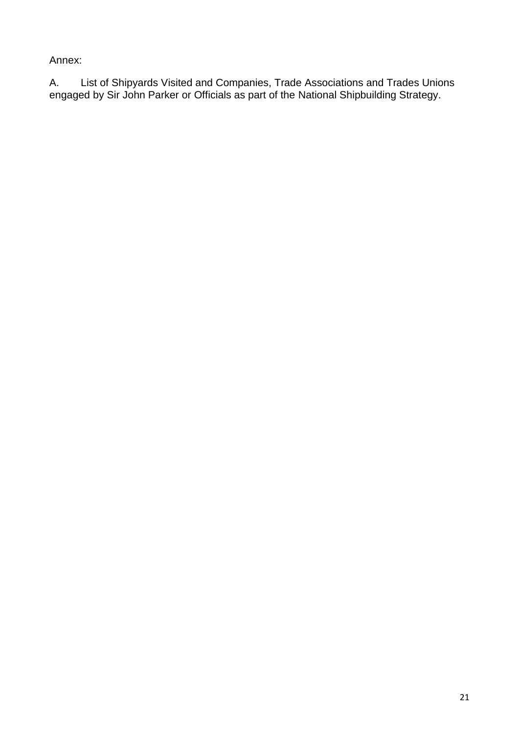Annex:

A. List of Shipyards Visited and Companies, Trade Associations and Trades Unions engaged by Sir John Parker or Officials as part of the National Shipbuilding Strategy.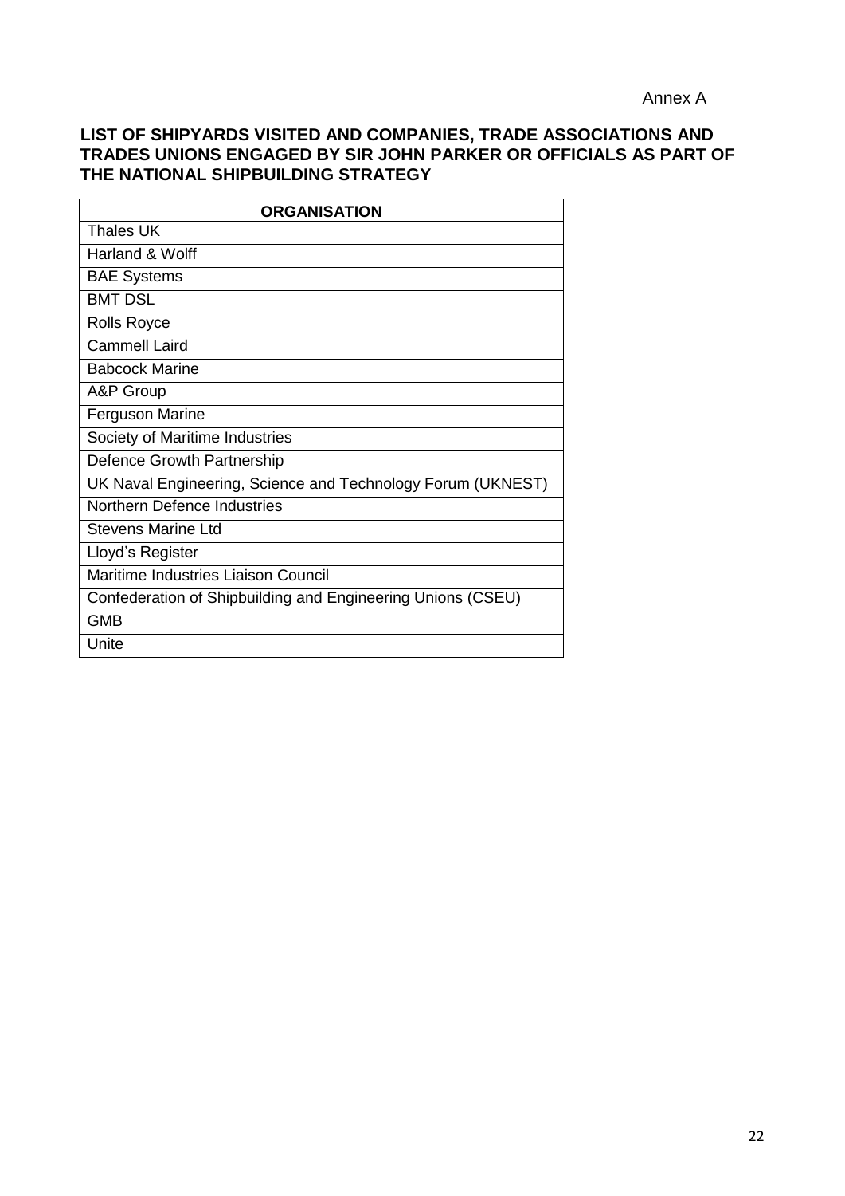Annex A

**LIST OF SHIPYARDS VISITED AND COMPANIES, TRADE ASSOCIATIONS AND TRADES UNIONS ENGAGED BY SIR JOHN PARKER OR OFFICIALS AS PART OF THE NATIONAL SHIPBUILDING STRATEGY**

| ORGANISATION |
| --- |
| Thales UK |
| Harland & Wolff |
| BAE Systems |
| BMT DSL |
| Rolls Royce |
| Cammell Laird |
| Babcock Marine |
| A&P Group |
| Ferguson Marine |
| Society of Maritime Industries |
| Defence Growth Partnership |
| UK Naval Engineering, Science and Technology Forum (UKNEST) |
| Northern Defence Industries |
| Stevens Marine Ltd |
| Lloyd's Register |
| Maritime Industries Liaison Council |
| Confederation of Shipbuilding and Engineering Unions (CSEU) |
| GMB |
| Unite |